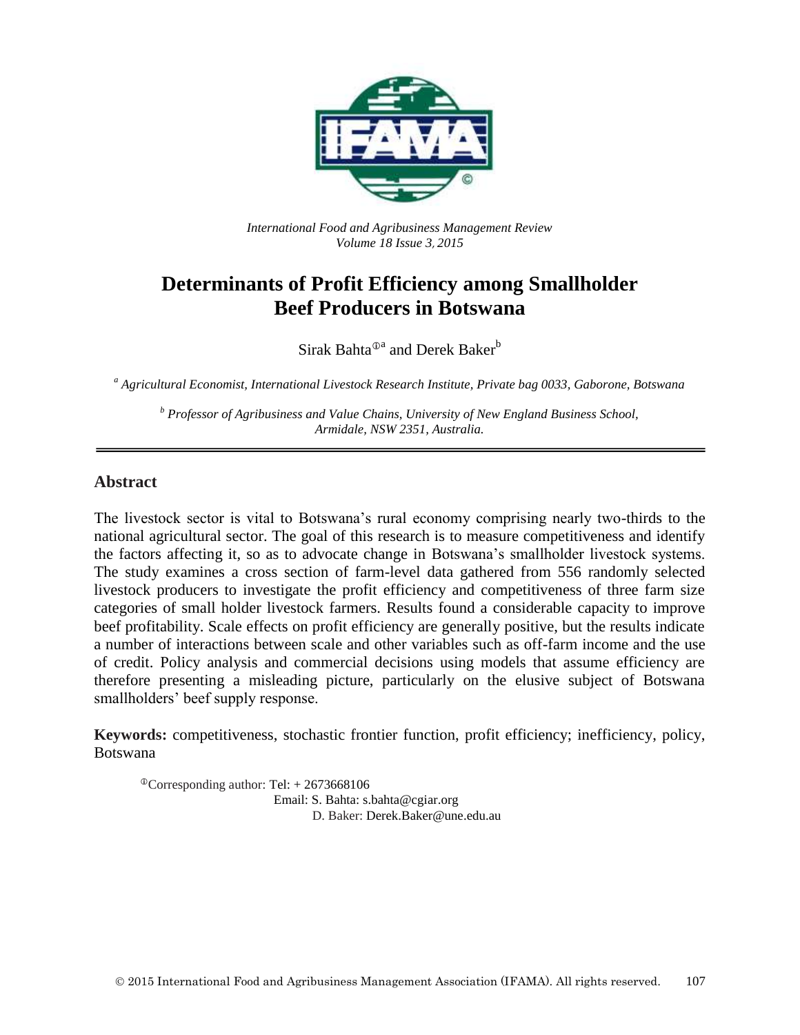*International Food and Agribusiness Management Review*
*Volume 18 Issue 3, 2015*

# Determinants of Profit Efficiency among Smallholder Beef Producers in Botswana

Sirak Bahta[Φa] and Derek Baker[b]

[a] *Agricultural Economist, International Livestock Research Institute, Private bag 0033, Gaborone, Botswana*

[b] *Professor of Agribusiness and Value Chains, University of New England Business School, Armidale, NSW 2351, Australia.*

## Abstract

The livestock sector is vital to Botswana's rural economy comprising nearly two-thirds to the national agricultural sector. The goal of this research is to measure competitiveness and identify the factors affecting it, so as to advocate change in Botswana's smallholder livestock systems. The study examines a cross section of farm-level data gathered from 556 randomly selected livestock producers to investigate the profit efficiency and competitiveness of three farm size categories of small holder livestock farmers. Results found a considerable capacity to improve beef profitability. Scale effects on profit efficiency are generally positive, but the results indicate a number of interactions between scale and other variables such as off-farm income and the use of credit. Policy analysis and commercial decisions using models that assume efficiency are therefore presenting a misleading picture, particularly on the elusive subject of Botswana smallholders' beef supply response.

**Keywords:** competitiveness, stochastic frontier function, profit efficiency; inefficiency, policy, Botswana

ΦCorresponding author: Tel: + 2673668106
Email: S. Bahta: s.bahta@cgiar.org
D. Baker: Derek.Baker@une.edu.au

© 2015 International Food and Agribusiness Management Association (IFAMA). All rights reserved.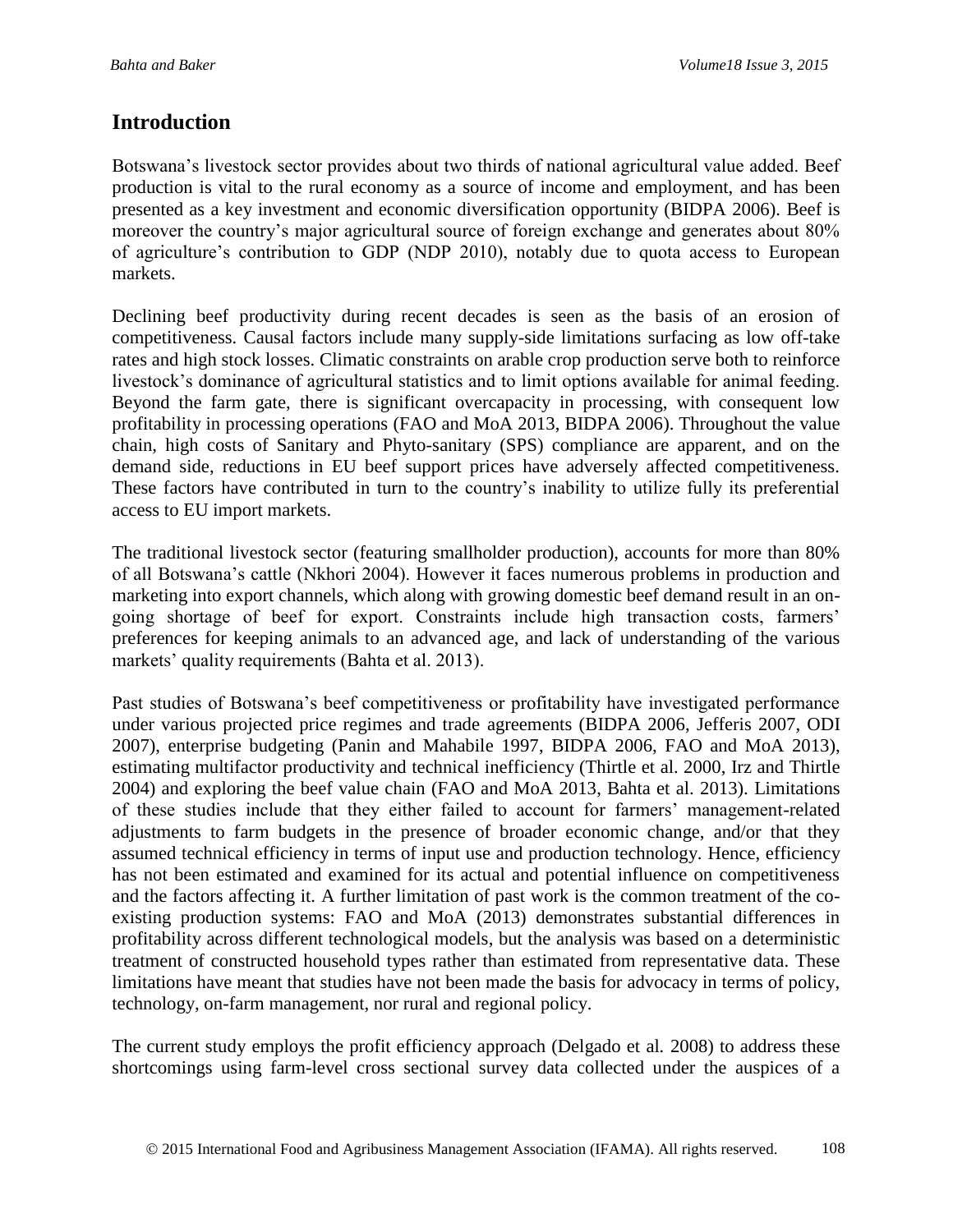## Introduction

Botswana's livestock sector provides about two thirds of national agricultural value added. Beef production is vital to the rural economy as a source of income and employment, and has been presented as a key investment and economic diversification opportunity (BIDPA 2006). Beef is moreover the country's major agricultural source of foreign exchange and generates about 80% of agriculture's contribution to GDP (NDP 2010), notably due to quota access to European markets.

Declining beef productivity during recent decades is seen as the basis of an erosion of competitiveness. Causal factors include many supply-side limitations surfacing as low off-take rates and high stock losses. Climatic constraints on arable crop production serve both to reinforce livestock's dominance of agricultural statistics and to limit options available for animal feeding. Beyond the farm gate, there is significant overcapacity in processing, with consequent low profitability in processing operations (FAO and MoA 2013, BIDPA 2006). Throughout the value chain, high costs of Sanitary and Phyto-sanitary (SPS) compliance are apparent, and on the demand side, reductions in EU beef support prices have adversely affected competitiveness. These factors have contributed in turn to the country's inability to utilize fully its preferential access to EU import markets.

The traditional livestock sector (featuring smallholder production), accounts for more than 80% of all Botswana's cattle (Nkhori 2004). However it faces numerous problems in production and marketing into export channels, which along with growing domestic beef demand result in an on-going shortage of beef for export. Constraints include high transaction costs, farmers' preferences for keeping animals to an advanced age, and lack of understanding of the various markets' quality requirements (Bahta et al. 2013).

Past studies of Botswana's beef competitiveness or profitability have investigated performance under various projected price regimes and trade agreements (BIDPA 2006, Jefferis 2007, ODI 2007), enterprise budgeting (Panin and Mahabile 1997, BIDPA 2006, FAO and MoA 2013), estimating multifactor productivity and technical inefficiency (Thirtle et al. 2000, Irz and Thirtle 2004) and exploring the beef value chain (FAO and MoA 2013, Bahta et al. 2013). Limitations of these studies include that they either failed to account for farmers' management-related adjustments to farm budgets in the presence of broader economic change, and/or that they assumed technical efficiency in terms of input use and production technology. Hence, efficiency has not been estimated and examined for its actual and potential influence on competitiveness and the factors affecting it. A further limitation of past work is the common treatment of the co-existing production systems: FAO and MoA (2013) demonstrates substantial differences in profitability across different technological models, but the analysis was based on a deterministic treatment of constructed household types rather than estimated from representative data. These limitations have meant that studies have not been made the basis for advocacy in terms of policy, technology, on-farm management, nor rural and regional policy.

The current study employs the profit efficiency approach (Delgado et al. 2008) to address these shortcomings using farm-level cross sectional survey data collected under the auspices of a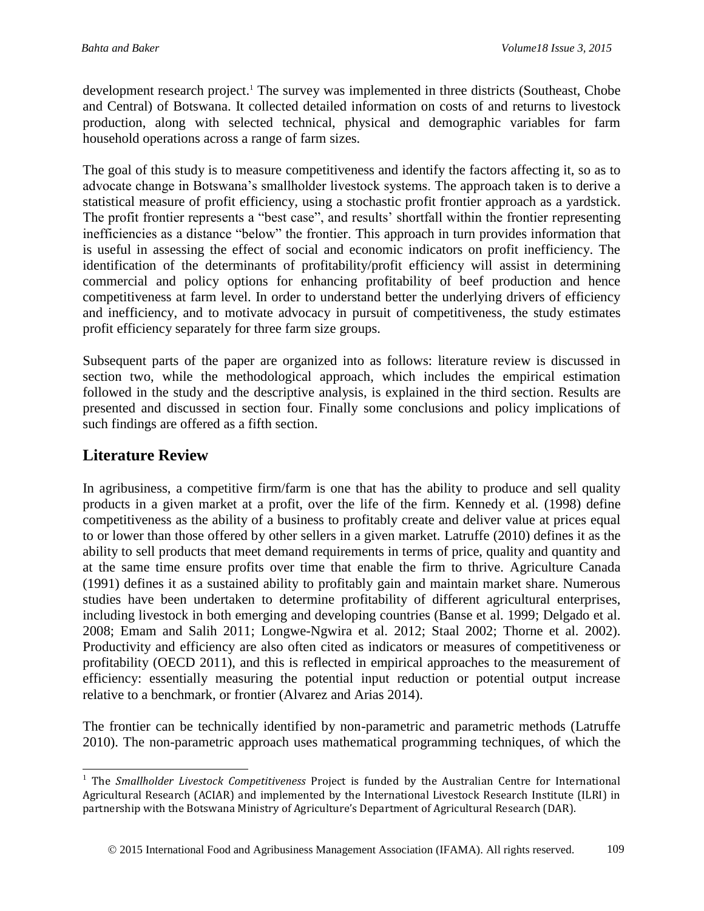development research project.[1] The survey was implemented in three districts (Southeast, Chobe and Central) of Botswana. It collected detailed information on costs of and returns to livestock production, along with selected technical, physical and demographic variables for farm household operations across a range of farm sizes.

The goal of this study is to measure competitiveness and identify the factors affecting it, so as to advocate change in Botswana's smallholder livestock systems. The approach taken is to derive a statistical measure of profit efficiency, using a stochastic profit frontier approach as a yardstick. The profit frontier represents a "best case", and results' shortfall within the frontier representing inefficiencies as a distance "below" the frontier. This approach in turn provides information that is useful in assessing the effect of social and economic indicators on profit inefficiency. The identification of the determinants of profitability/profit efficiency will assist in determining commercial and policy options for enhancing profitability of beef production and hence competitiveness at farm level. In order to understand better the underlying drivers of efficiency and inefficiency, and to motivate advocacy in pursuit of competitiveness, the study estimates profit efficiency separately for three farm size groups.

Subsequent parts of the paper are organized into as follows: literature review is discussed in section two, while the methodological approach, which includes the empirical estimation followed in the study and the descriptive analysis, is explained in the third section. Results are presented and discussed in section four. Finally some conclusions and policy implications of such findings are offered as a fifth section.

## Literature Review

In agribusiness, a competitive firm/farm is one that has the ability to produce and sell quality products in a given market at a profit, over the life of the firm. Kennedy et al. (1998) define competitiveness as the ability of a business to profitably create and deliver value at prices equal to or lower than those offered by other sellers in a given market. Latruffe (2010) defines it as the ability to sell products that meet demand requirements in terms of price, quality and quantity and at the same time ensure profits over time that enable the firm to thrive. Agriculture Canada (1991) defines it as a sustained ability to profitably gain and maintain market share. Numerous studies have been undertaken to determine profitability of different agricultural enterprises, including livestock in both emerging and developing countries (Banse et al. 1999; Delgado et al. 2008; Emam and Salih 2011; Longwe-Ngwira et al. 2012; Staal 2002; Thorne et al. 2002). Productivity and efficiency are also often cited as indicators or measures of competitiveness or profitability (OECD 2011), and this is reflected in empirical approaches to the measurement of efficiency: essentially measuring the potential input reduction or potential output increase relative to a benchmark, or frontier (Alvarez and Arias 2014).

The frontier can be technically identified by non-parametric and parametric methods (Latruffe 2010). The non-parametric approach uses mathematical programming techniques, of which the

[1] The *Smallholder Livestock Competitiveness* Project is funded by the Australian Centre for International Agricultural Research (ACIAR) and implemented by the International Livestock Research Institute (ILRI) in partnership with the Botswana Ministry of Agriculture's Department of Agricultural Research (DAR).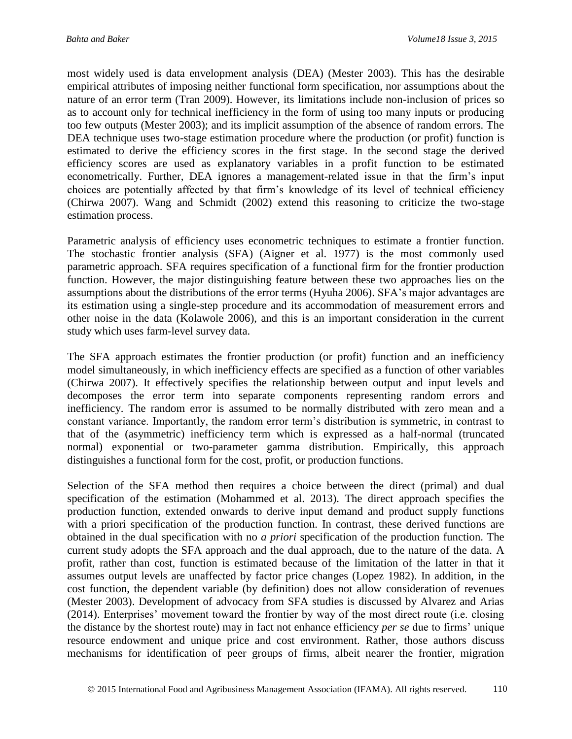most widely used is data envelopment analysis (DEA) (Mester 2003). This has the desirable empirical attributes of imposing neither functional form specification, nor assumptions about the nature of an error term (Tran 2009). However, its limitations include non-inclusion of prices so as to account only for technical inefficiency in the form of using too many inputs or producing too few outputs (Mester 2003); and its implicit assumption of the absence of random errors. The DEA technique uses two-stage estimation procedure where the production (or profit) function is estimated to derive the efficiency scores in the first stage. In the second stage the derived efficiency scores are used as explanatory variables in a profit function to be estimated econometrically. Further, DEA ignores a management-related issue in that the firm's input choices are potentially affected by that firm's knowledge of its level of technical efficiency (Chirwa 2007). Wang and Schmidt (2002) extend this reasoning to criticize the two-stage estimation process.

Parametric analysis of efficiency uses econometric techniques to estimate a frontier function. The stochastic frontier analysis (SFA) (Aigner et al. 1977) is the most commonly used parametric approach. SFA requires specification of a functional firm for the frontier production function. However, the major distinguishing feature between these two approaches lies on the assumptions about the distributions of the error terms (Hyuha 2006). SFA's major advantages are its estimation using a single-step procedure and its accommodation of measurement errors and other noise in the data (Kolawole 2006), and this is an important consideration in the current study which uses farm-level survey data.

The SFA approach estimates the frontier production (or profit) function and an inefficiency model simultaneously, in which inefficiency effects are specified as a function of other variables (Chirwa 2007). It effectively specifies the relationship between output and input levels and decomposes the error term into separate components representing random errors and inefficiency. The random error is assumed to be normally distributed with zero mean and a constant variance. Importantly, the random error term's distribution is symmetric, in contrast to that of the (asymmetric) inefficiency term which is expressed as a half-normal (truncated normal) exponential or two-parameter gamma distribution. Empirically, this approach distinguishes a functional form for the cost, profit, or production functions.

Selection of the SFA method then requires a choice between the direct (primal) and dual specification of the estimation (Mohammed et al. 2013). The direct approach specifies the production function, extended onwards to derive input demand and product supply functions with a priori specification of the production function. In contrast, these derived functions are obtained in the dual specification with no *a priori* specification of the production function. The current study adopts the SFA approach and the dual approach, due to the nature of the data. A profit, rather than cost, function is estimated because of the limitation of the latter in that it assumes output levels are unaffected by factor price changes (Lopez 1982). In addition, in the cost function, the dependent variable (by definition) does not allow consideration of revenues (Mester 2003). Development of advocacy from SFA studies is discussed by Alvarez and Arias (2014). Enterprises' movement toward the frontier by way of the most direct route (i.e. closing the distance by the shortest route) may in fact not enhance efficiency *per se* due to firms' unique resource endowment and unique price and cost environment. Rather, those authors discuss mechanisms for identification of peer groups of firms, albeit nearer the frontier, migration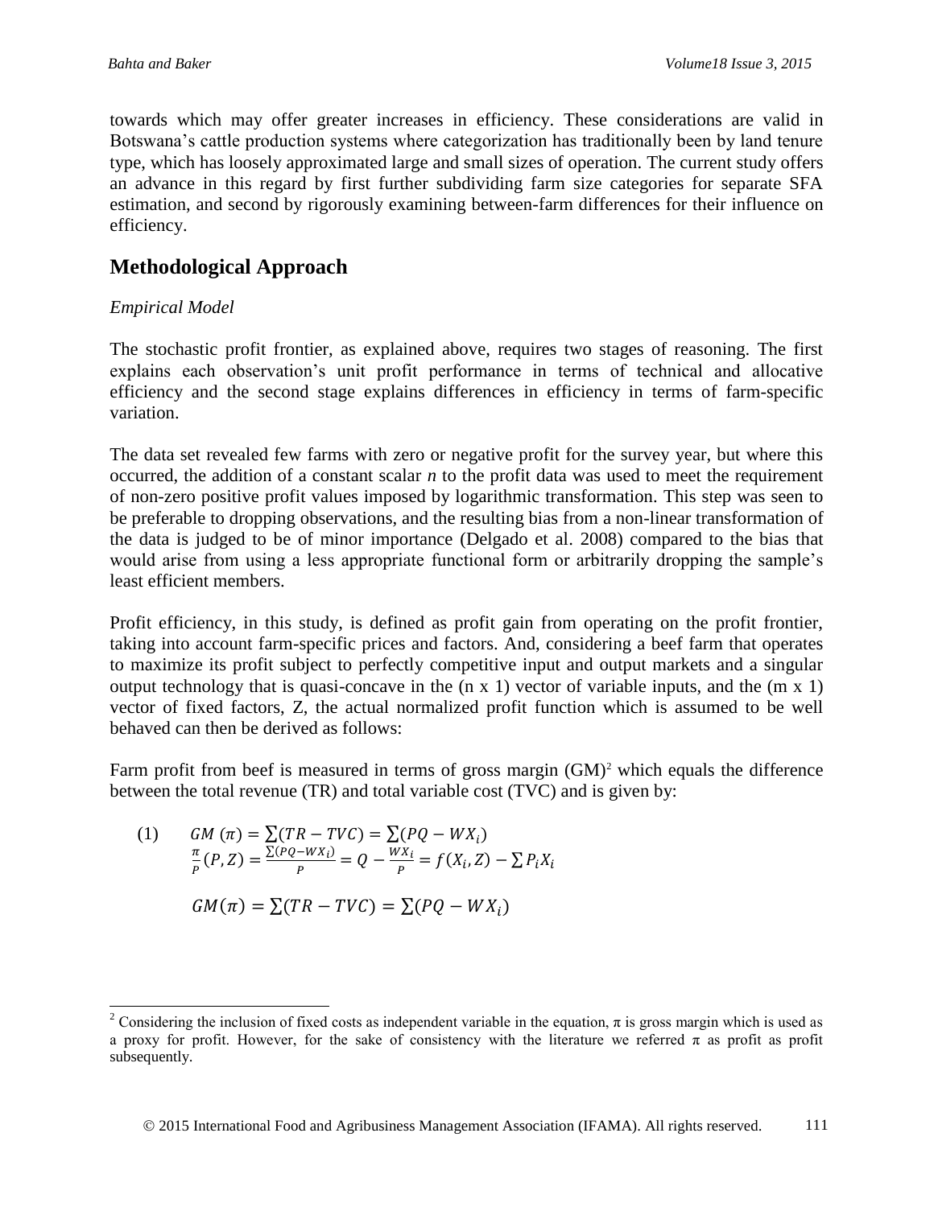towards which may offer greater increases in efficiency. These considerations are valid in Botswana's cattle production systems where categorization has traditionally been by land tenure type, which has loosely approximated large and small sizes of operation. The current study offers an advance in this regard by first further subdividing farm size categories for separate SFA estimation, and second by rigorously examining between-farm differences for their influence on efficiency.

## Methodological Approach

*Empirical Model*

The stochastic profit frontier, as explained above, requires two stages of reasoning. The first explains each observation's unit profit performance in terms of technical and allocative efficiency and the second stage explains differences in efficiency in terms of farm-specific variation.

The data set revealed few farms with zero or negative profit for the survey year, but where this occurred, the addition of a constant scalar *n* to the profit data was used to meet the requirement of non-zero positive profit values imposed by logarithmic transformation. This step was seen to be preferable to dropping observations, and the resulting bias from a non-linear transformation of the data is judged to be of minor importance (Delgado et al. 2008) compared to the bias that would arise from using a less appropriate functional form or arbitrarily dropping the sample's least efficient members.

Profit efficiency, in this study, is defined as profit gain from operating on the profit frontier, taking into account farm-specific prices and factors. And, considering a beef farm that operates to maximize its profit subject to perfectly competitive input and output markets and a singular output technology that is quasi-concave in the (n x 1) vector of variable inputs, and the (m x 1) vector of fixed factors, Z, the actual normalized profit function which is assumed to be well behaved can then be derived as follows:

Farm profit from beef is measured in terms of gross margin (GM)[2] which equals the difference between the total revenue (TR) and total variable cost (TVC) and is given by:

(1)
$$GM\ (\pi) = \sum(TR - TVC) = \sum(PQ - WX_i)$$
$$\frac{\pi}{P}(P, Z) = \frac{\sum(PQ - WX_i)}{P} = Q - \frac{WX_i}{P} = f(X_i, Z) - \sum P_i X_i$$

$$GM(\pi) = \sum(TR - TVC) = \sum(PQ - WX_i)$$

[2] Considering the inclusion of fixed costs as independent variable in the equation, $\pi$ is gross margin which is used as a proxy for profit. However, for the sake of consistency with the literature we referred $\pi$ as profit as profit subsequently.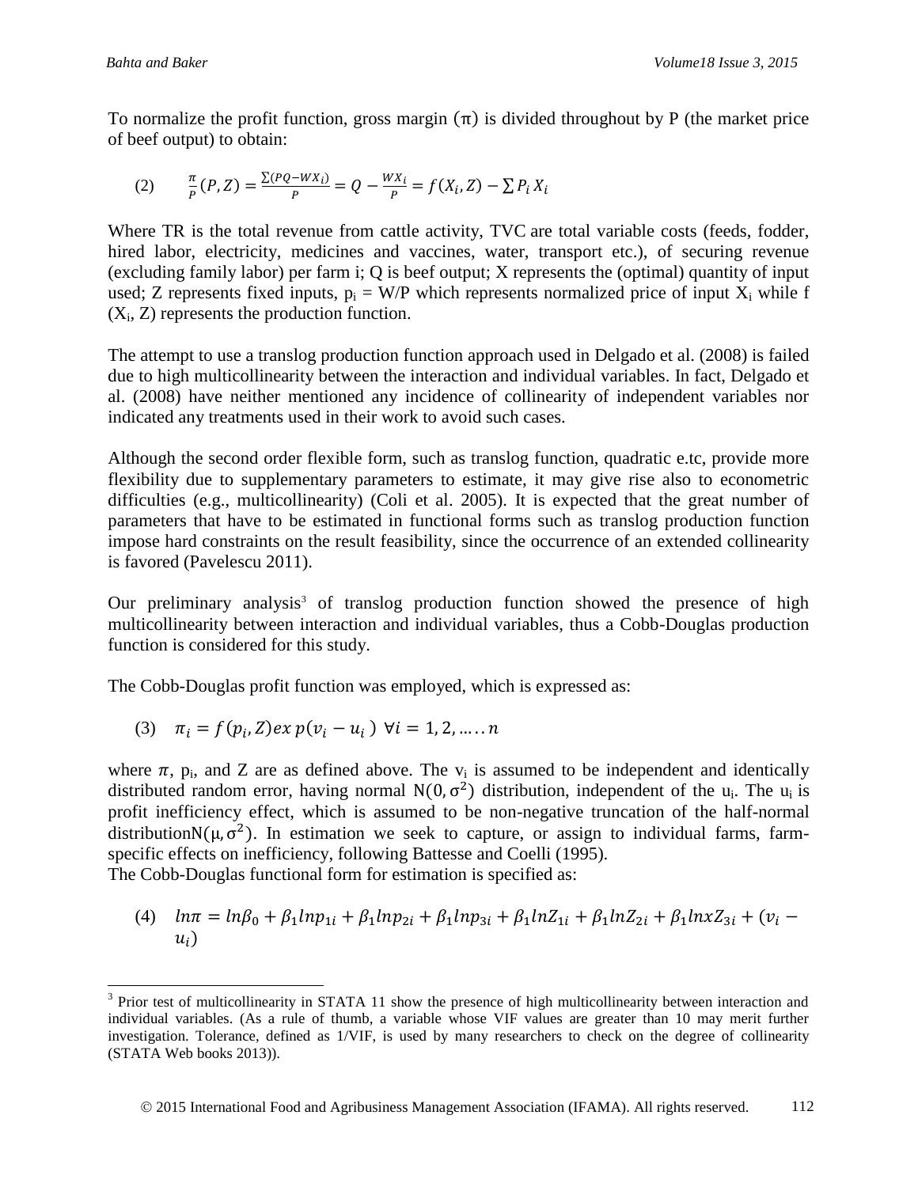To normalize the profit function, gross margin $(\pi)$ is divided throughout by P (the market price of beef output) to obtain:

$$(2) \qquad \frac{\pi}{P}(P, Z) = \frac{\sum(PQ - WX_i)}{P} = Q - \frac{WX_i}{P} = f(X_i, Z) - \sum P_i X_i$$

Where TR is the total revenue from cattle activity, TVC are total variable costs (feeds, fodder, hired labor, electricity, medicines and vaccines, water, transport etc.), of securing revenue (excluding family labor) per farm i; Q is beef output; X represents the (optimal) quantity of input used; Z represents fixed inputs, $p_i = W/P$ which represents normalized price of input $X_i$ while f $(X_i, Z)$ represents the production function.

The attempt to use a translog production function approach used in Delgado et al. (2008) is failed due to high multicollinearity between the interaction and individual variables. In fact, Delgado et al. (2008) have neither mentioned any incidence of collinearity of independent variables nor indicated any treatments used in their work to avoid such cases.

Although the second order flexible form, such as translog function, quadratic e.tc, provide more flexibility due to supplementary parameters to estimate, it may give rise also to econometric difficulties (e.g., multicollinearity) (Coli et al. 2005). It is expected that the great number of parameters that have to be estimated in functional forms such as translog production function impose hard constraints on the result feasibility, since the occurrence of an extended collinearity is favored (Pavelescu 2011).

Our preliminary analysis[3] of translog production function showed the presence of high multicollinearity between interaction and individual variables, thus a Cobb-Douglas production function is considered for this study.

The Cobb-Douglas profit function was employed, which is expressed as:

$$(3) \quad \pi_i = f(p_i, Z) exp(v_i - u_i) \ \forall i = 1, 2, \ldots .. n$$

where $\pi$, $p_i$, and Z are as defined above. The $v_i$ is assumed to be independent and identically distributed random error, having normal $N(0, \sigma^2)$ distribution, independent of the $u_i$. The $u_i$ is profit inefficiency effect, which is assumed to be non-negative truncation of the half-normal distribution$N(\mu, \sigma^2)$. In estimation we seek to capture, or assign to individual farms, farm-specific effects on inefficiency, following Battesse and Coelli (1995).

The Cobb-Douglas functional form for estimation is specified as:

$$(4) \quad ln\pi = ln\beta_0 + \beta_1 lnp_{1i} + \beta_1 lnp_{2i} + \beta_1 lnp_{3i} + \beta_1 lnZ_{1i} + \beta_1 lnZ_{2i} + \beta_1 lnxZ_{3i} + (v_i - u_i)$$

---

[3] Prior test of multicollinearity in STATA 11 show the presence of high multicollinearity between interaction and individual variables. (As a rule of thumb, a variable whose VIF values are greater than 10 may merit further investigation. Tolerance, defined as 1/VIF, is used by many researchers to check on the degree of collinearity (STATA Web books 2013)).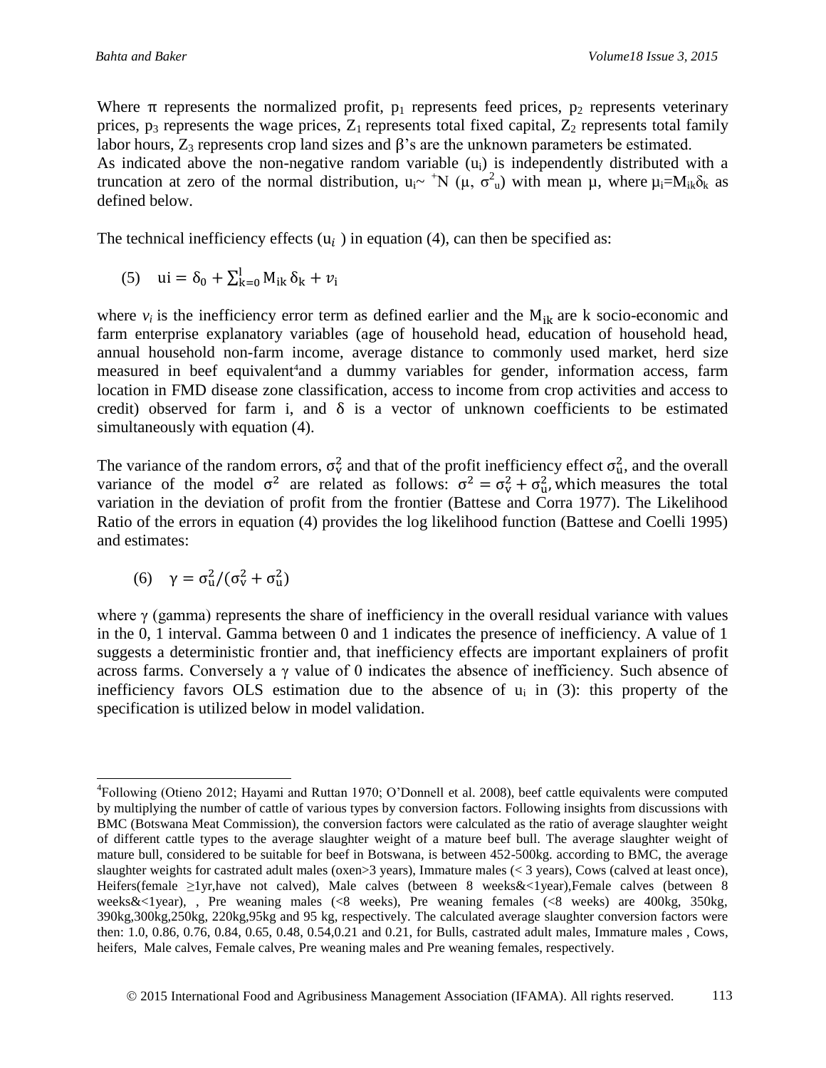Where π represents the normalized profit, $p_1$ represents feed prices, $p_2$ represents veterinary prices, $p_3$ represents the wage prices, $Z_1$ represents total fixed capital, $Z_2$ represents total family labor hours, $Z_3$ represents crop land sizes and β's are the unknown parameters be estimated. As indicated above the non-negative random variable ($u_i$) is independently distributed with a truncation at zero of the normal distribution, $u_i \sim {}^{+}N(\mu, \sigma^2_u)$ with mean μ, where $\mu_i = M_{ik}\delta_k$ as defined below.

The technical inefficiency effects ($u_i$) in equation (4), can then be specified as:

$$\text{(5)} \quad ui = \delta_0 + \sum_{k=0}^{l} M_{ik}\,\delta_k + v_i$$

where $v_i$ is the inefficiency error term as defined earlier and the $M_{ik}$ are k socio-economic and farm enterprise explanatory variables (age of household head, education of household head, annual household non-farm income, average distance to commonly used market, herd size measured in beef equivalent[4] and a dummy variables for gender, information access, farm location in FMD disease zone classification, access to income from crop activities and access to credit) observed for farm i, and δ is a vector of unknown coefficients to be estimated simultaneously with equation (4).

The variance of the random errors, $\sigma^2_v$ and that of the profit inefficiency effect $\sigma^2_u$, and the overall variance of the model $\sigma^2$ are related as follows: $\sigma^2 = \sigma^2_v + \sigma^2_u$, which measures the total variation in the deviation of profit from the frontier (Battese and Corra 1977). The Likelihood Ratio of the errors in equation (4) provides the log likelihood function (Battese and Coelli 1995) and estimates:

$$\text{(6)} \quad \gamma = \sigma^2_u/(\sigma^2_v + \sigma^2_u)$$

where γ (gamma) represents the share of inefficiency in the overall residual variance with values in the 0, 1 interval. Gamma between 0 and 1 indicates the presence of inefficiency. A value of 1 suggests a deterministic frontier and, that inefficiency effects are important explainers of profit across farms. Conversely a γ value of 0 indicates the absence of inefficiency. Such absence of inefficiency favors OLS estimation due to the absence of $u_i$ in (3): this property of the specification is utilized below in model validation.

---

[4]Following (Otieno 2012; Hayami and Ruttan 1970; O'Donnell et al. 2008), beef cattle equivalents were computed by multiplying the number of cattle of various types by conversion factors. Following insights from discussions with BMC (Botswana Meat Commission), the conversion factors were calculated as the ratio of average slaughter weight of different cattle types to the average slaughter weight of a mature beef bull. The average slaughter weight of mature bull, considered to be suitable for beef in Botswana, is between 452-500kg. according to BMC, the average slaughter weights for castrated adult males (oxen>3 years), Immature males (< 3 years), Cows (calved at least once), Heifers(female ≥1yr,have not calved), Male calves (between 8 weeks&<1year),Female calves (between 8 weeks&<1year), , Pre weaning males (<8 weeks), Pre weaning females (<8 weeks) are 400kg, 350kg, 390kg,300kg,250kg, 220kg,95kg and 95 kg, respectively. The calculated average slaughter conversion factors were then: 1.0, 0.86, 0.76, 0.84, 0.65, 0.48, 0.54,0.21 and 0.21, for Bulls, castrated adult males, Immature males , Cows, heifers, Male calves, Female calves, Pre weaning males and Pre weaning females, respectively.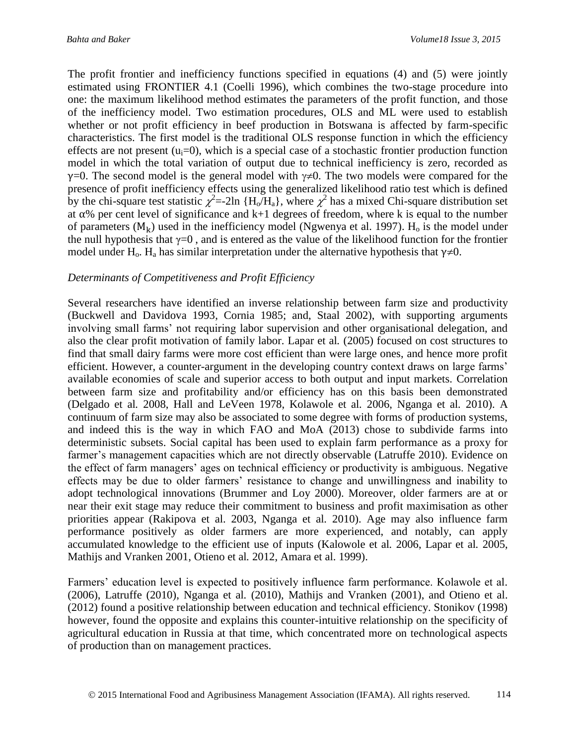The profit frontier and inefficiency functions specified in equations (4) and (5) were jointly estimated using FRONTIER 4.1 (Coelli 1996), which combines the two-stage procedure into one: the maximum likelihood method estimates the parameters of the profit function, and those of the inefficiency model. Two estimation procedures, OLS and ML were used to establish whether or not profit efficiency in beef production in Botswana is affected by farm-specific characteristics. The first model is the traditional OLS response function in which the efficiency effects are not present ($u_i$=0), which is a special case of a stochastic frontier production function model in which the total variation of output due to technical inefficiency is zero, recorded as $\gamma$=0. The second model is the general model with $\gamma \neq 0$. The two models were compared for the presence of profit inefficiency effects using the generalized likelihood ratio test which is defined by the chi-square test statistic $\chi^2$=-2ln {$H_o/H_a$}, where $\chi^2$ has a mixed Chi-square distribution set at $\alpha$% per cent level of significance and k+1 degrees of freedom, where k is equal to the number of parameters ($M_k$) used in the inefficiency model (Ngwenya et al. 1997). $H_o$ is the model under the null hypothesis that $\gamma$=0 , and is entered as the value of the likelihood function for the frontier model under $H_o$. $H_a$ has similar interpretation under the alternative hypothesis that $\gamma \neq 0$.

*Determinants of Competitiveness and Profit Efficiency*

Several researchers have identified an inverse relationship between farm size and productivity (Buckwell and Davidova 1993, Cornia 1985; and, Staal 2002), with supporting arguments involving small farms' not requiring labor supervision and other organisational delegation, and also the clear profit motivation of family labor. Lapar et al*.* (2005) focused on cost structures to find that small dairy farms were more cost efficient than were large ones, and hence more profit efficient. However, a counter-argument in the developing country context draws on large farms' available economies of scale and superior access to both output and input markets. Correlation between farm size and profitability and/or efficiency has on this basis been demonstrated (Delgado et al*.* 2008, Hall and LeVeen 1978, Kolawole et al*.* 2006, Nganga et al*.* 2010). A continuum of farm size may also be associated to some degree with forms of production systems, and indeed this is the way in which FAO and MoA (2013) chose to subdivide farms into deterministic subsets. Social capital has been used to explain farm performance as a proxy for farmer's management capacities which are not directly observable (Latruffe 2010). Evidence on the effect of farm managers' ages on technical efficiency or productivity is ambiguous. Negative effects may be due to older farmers' resistance to change and unwillingness and inability to adopt technological innovations (Brummer and Loy 2000). Moreover, older farmers are at or near their exit stage may reduce their commitment to business and profit maximisation as other priorities appear (Rakipova et al. 2003, Nganga et al*.* 2010). Age may also influence farm performance positively as older farmers are more experienced, and notably, can apply accumulated knowledge to the efficient use of inputs (Kalowole et al*.* 2006, Lapar et al*.* 2005, Mathijs and Vranken 2001, Otieno et al*.* 2012, Amara et al. 1999).

Farmers' education level is expected to positively influence farm performance. Kolawole et al. (2006), Latruffe (2010), Nganga et al. (2010), Mathijs and Vranken (2001), and Otieno et al. (2012) found a positive relationship between education and technical efficiency. Stonikov (1998) however, found the opposite and explains this counter-intuitive relationship on the specificity of agricultural education in Russia at that time, which concentrated more on technological aspects of production than on management practices.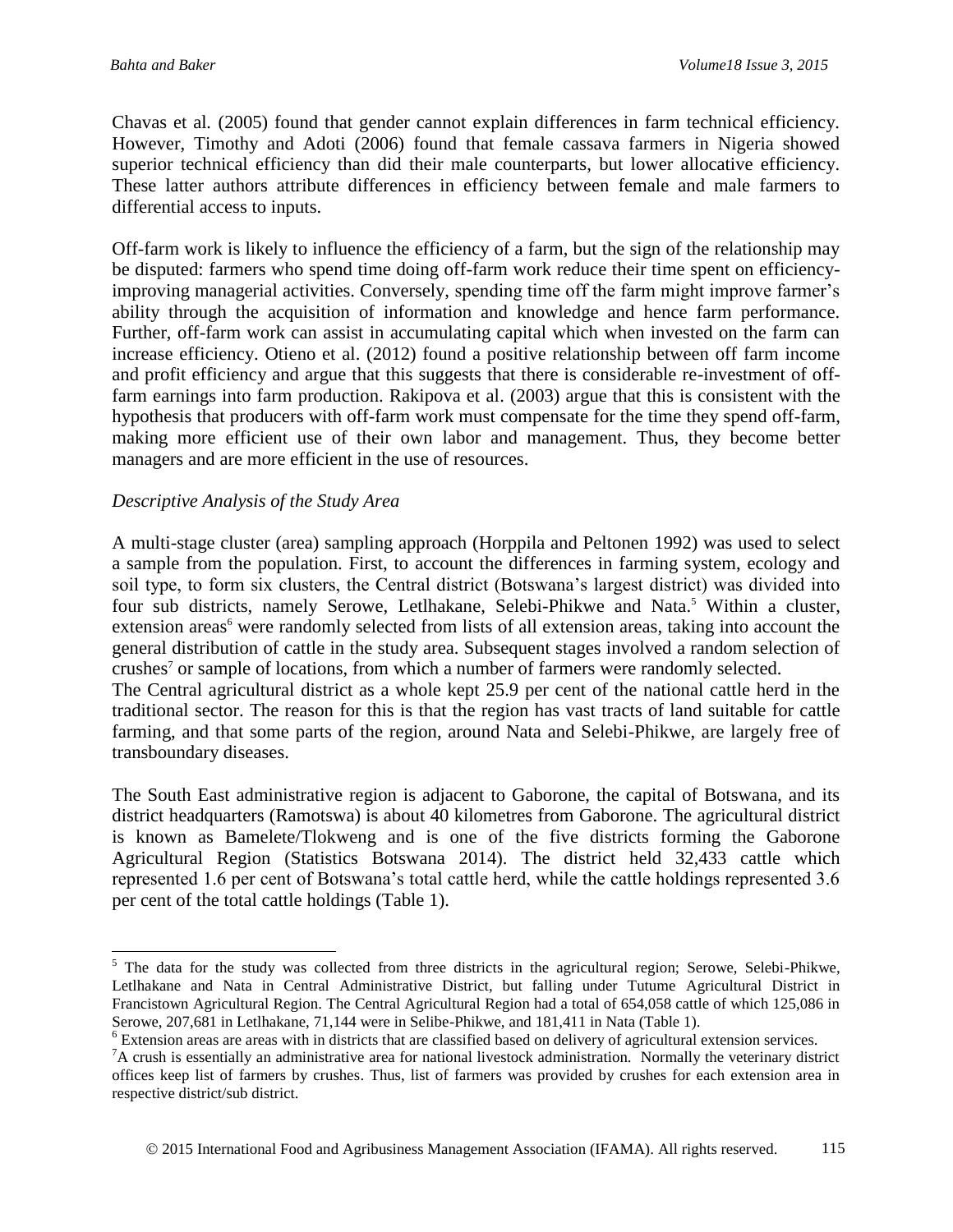Chavas et al. (2005) found that gender cannot explain differences in farm technical efficiency. However, Timothy and Adoti (2006) found that female cassava farmers in Nigeria showed superior technical efficiency than did their male counterparts, but lower allocative efficiency. These latter authors attribute differences in efficiency between female and male farmers to differential access to inputs.

Off-farm work is likely to influence the efficiency of a farm, but the sign of the relationship may be disputed: farmers who spend time doing off-farm work reduce their time spent on efficiency-improving managerial activities. Conversely, spending time off the farm might improve farmer's ability through the acquisition of information and knowledge and hence farm performance. Further, off-farm work can assist in accumulating capital which when invested on the farm can increase efficiency. Otieno et al. (2012) found a positive relationship between off farm income and profit efficiency and argue that this suggests that there is considerable re-investment of off-farm earnings into farm production. Rakipova et al. (2003) argue that this is consistent with the hypothesis that producers with off-farm work must compensate for the time they spend off-farm, making more efficient use of their own labor and management. Thus, they become better managers and are more efficient in the use of resources.

*Descriptive Analysis of the Study Area*

A multi-stage cluster (area) sampling approach (Horppila and Peltonen 1992) was used to select a sample from the population. First, to account the differences in farming system, ecology and soil type, to form six clusters, the Central district (Botswana's largest district) was divided into four sub districts, namely Serowe, Letlhakane, Selebi-Phikwe and Nata.[5] Within a cluster, extension areas[6] were randomly selected from lists of all extension areas, taking into account the general distribution of cattle in the study area. Subsequent stages involved a random selection of crushes[7] or sample of locations, from which a number of farmers were randomly selected.
The Central agricultural district as a whole kept 25.9 per cent of the national cattle herd in the traditional sector. The reason for this is that the region has vast tracts of land suitable for cattle farming, and that some parts of the region, around Nata and Selebi-Phikwe, are largely free of transboundary diseases.

The South East administrative region is adjacent to Gaborone, the capital of Botswana, and its district headquarters (Ramotswa) is about 40 kilometres from Gaborone. The agricultural district is known as Bamelete/Tlokweng and is one of the five districts forming the Gaborone Agricultural Region (Statistics Botswana 2014). The district held 32,433 cattle which represented 1.6 per cent of Botswana's total cattle herd, while the cattle holdings represented 3.6 per cent of the total cattle holdings (Table 1).

---

[5] The data for the study was collected from three districts in the agricultural region; Serowe, Selebi-Phikwe, Letlhakane and Nata in Central Administrative District, but falling under Tutume Agricultural District in Francistown Agricultural Region. The Central Agricultural Region had a total of 654,058 cattle of which 125,086 in Serowe, 207,681 in Letlhakane, 71,144 were in Selibe-Phikwe, and 181,411 in Nata (Table 1).

[6] Extension areas are areas with in districts that are classified based on delivery of agricultural extension services.

[7] A crush is essentially an administrative area for national livestock administration. Normally the veterinary district offices keep list of farmers by crushes. Thus, list of farmers was provided by crushes for each extension area in respective district/sub district.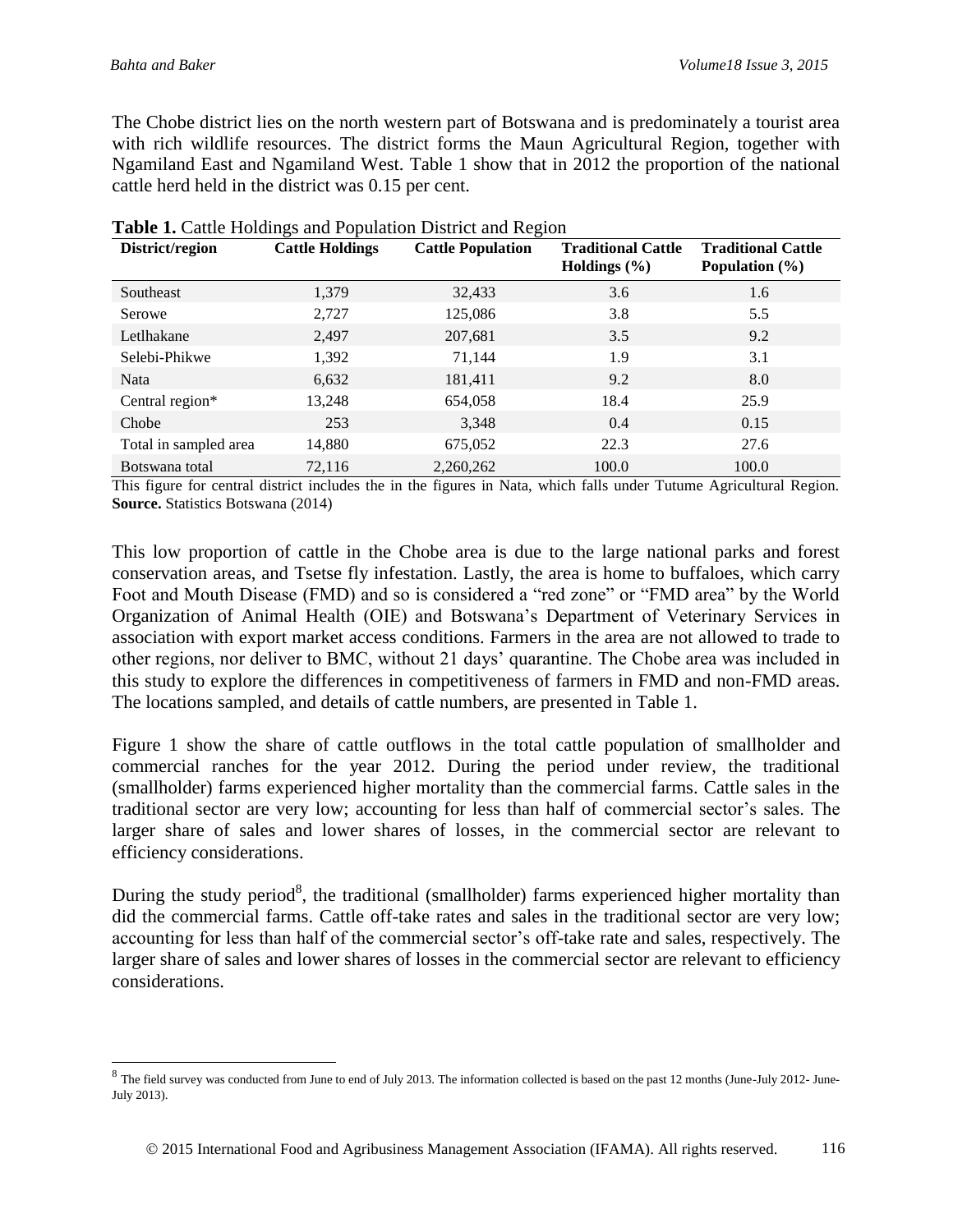The Chobe district lies on the north western part of Botswana and is predominately a tourist area with rich wildlife resources. The district forms the Maun Agricultural Region, together with Ngamiland East and Ngamiland West. Table 1 show that in 2012 the proportion of the national cattle herd held in the district was 0.15 per cent.

**Table 1.** Cattle Holdings and Population District and Region

| District/region | Cattle Holdings | Cattle Population | Traditional Cattle Holdings (%) | Traditional Cattle Population (%) |
|---|---|---|---|---|
| Southeast | 1,379 | 32,433 | 3.6 | 1.6 |
| Serowe | 2,727 | 125,086 | 3.8 | 5.5 |
| Letlhakane | 2,497 | 207,681 | 3.5 | 9.2 |
| Selebi-Phikwe | 1,392 | 71,144 | 1.9 | 3.1 |
| Nata | 6,632 | 181,411 | 9.2 | 8.0 |
| Central region* | 13,248 | 654,058 | 18.4 | 25.9 |
| Chobe | 253 | 3,348 | 0.4 | 0.15 |
| Total in sampled area | 14,880 | 675,052 | 22.3 | 27.6 |
| Botswana total | 72,116 | 2,260,262 | 100.0 | 100.0 |

This figure for central district includes the in the figures in Nata, which falls under Tutume Agricultural Region.
**Source.** Statistics Botswana (2014)

This low proportion of cattle in the Chobe area is due to the large national parks and forest conservation areas, and Tsetse fly infestation. Lastly, the area is home to buffaloes, which carry Foot and Mouth Disease (FMD) and so is considered a "red zone" or "FMD area" by the World Organization of Animal Health (OIE) and Botswana's Department of Veterinary Services in association with export market access conditions. Farmers in the area are not allowed to trade to other regions, nor deliver to BMC, without 21 days' quarantine. The Chobe area was included in this study to explore the differences in competitiveness of farmers in FMD and non-FMD areas. The locations sampled, and details of cattle numbers, are presented in Table 1.

Figure 1 show the share of cattle outflows in the total cattle population of smallholder and commercial ranches for the year 2012. During the period under review, the traditional (smallholder) farms experienced higher mortality than the commercial farms. Cattle sales in the traditional sector are very low; accounting for less than half of commercial sector's sales. The larger share of sales and lower shares of losses, in the commercial sector are relevant to efficiency considerations.

During the study period[8], the traditional (smallholder) farms experienced higher mortality than did the commercial farms. Cattle off-take rates and sales in the traditional sector are very low; accounting for less than half of the commercial sector's off-take rate and sales, respectively. The larger share of sales and lower shares of losses in the commercial sector are relevant to efficiency considerations.

[8] The field survey was conducted from June to end of July 2013. The information collected is based on the past 12 months (June-July 2012- June-July 2013).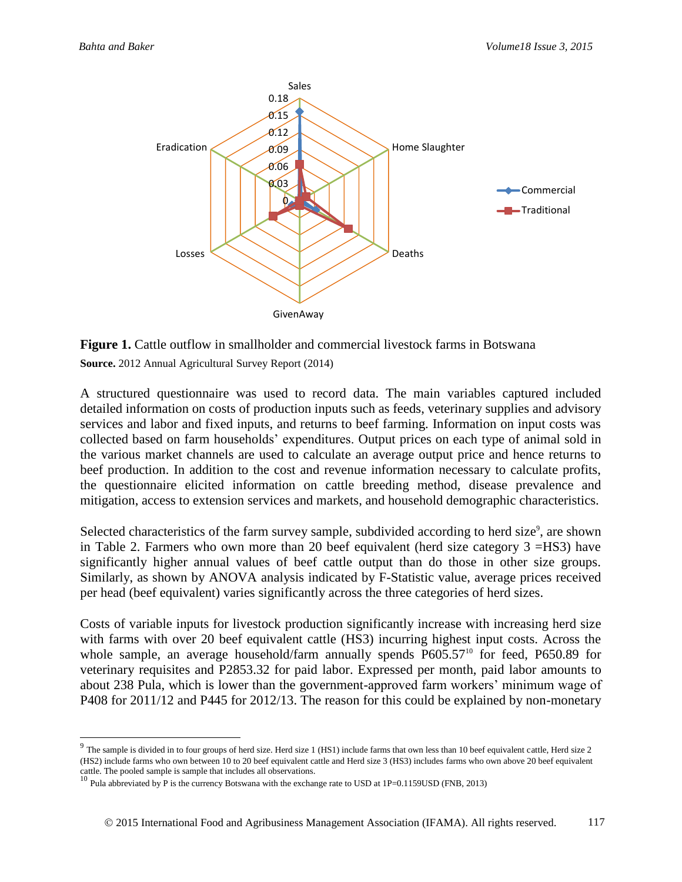**Figure 1.** Cattle outflow in smallholder and commercial livestock farms in Botswana

**Source.** 2012 Annual Agricultural Survey Report (2014)

A structured questionnaire was used to record data. The main variables captured included detailed information on costs of production inputs such as feeds, veterinary supplies and advisory services and labor and fixed inputs, and returns to beef farming. Information on input costs was collected based on farm households' expenditures. Output prices on each type of animal sold in the various market channels are used to calculate an average output price and hence returns to beef production. In addition to the cost and revenue information necessary to calculate profits, the questionnaire elicited information on cattle breeding method, disease prevalence and mitigation, access to extension services and markets, and household demographic characteristics.

Selected characteristics of the farm survey sample, subdivided according to herd size[9], are shown in Table 2. Farmers who own more than 20 beef equivalent (herd size category 3 =HS3) have significantly higher annual values of beef cattle output than do those in other size groups. Similarly, as shown by ANOVA analysis indicated by F-Statistic value, average prices received per head (beef equivalent) varies significantly across the three categories of herd sizes.

Costs of variable inputs for livestock production significantly increase with increasing herd size with farms with over 20 beef equivalent cattle (HS3) incurring highest input costs. Across the whole sample, an average household/farm annually spends P605.57[10] for feed, P650.89 for veterinary requisites and P2853.32 for paid labor. Expressed per month, paid labor amounts to about 238 Pula, which is lower than the government-approved farm workers' minimum wage of P408 for 2011/12 and P445 for 2012/13. The reason for this could be explained by non-monetary

[9] The sample is divided in to four groups of herd size. Herd size 1 (HS1) include farms that own less than 10 beef equivalent cattle, Herd size 2 (HS2) include farms who own between 10 to 20 beef equivalent cattle and Herd size 3 (HS3) includes farms who own above 20 beef equivalent cattle. The pooled sample is sample that includes all observations.

[10] Pula abbreviated by P is the currency Botswana with the exchange rate to USD at 1P=0.1159USD (FNB, 2013)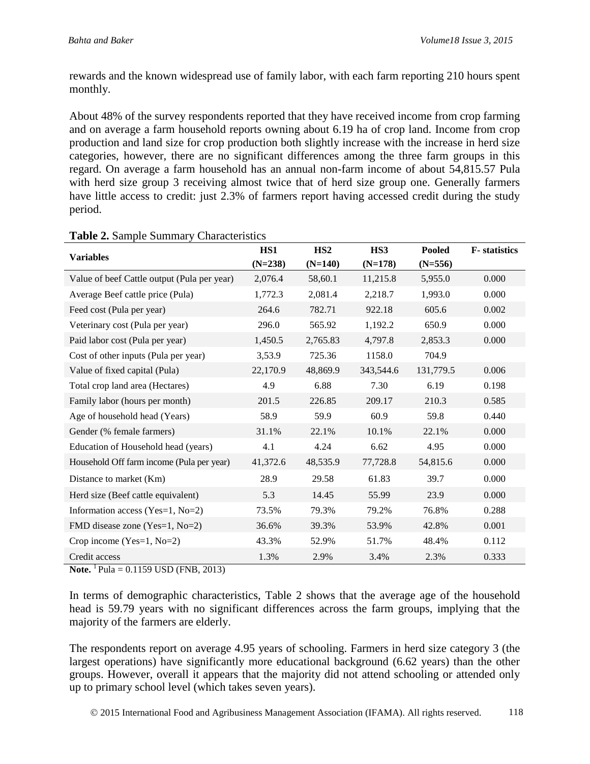rewards and the known widespread use of family labor, with each farm reporting 210 hours spent monthly.

About 48% of the survey respondents reported that they have received income from crop farming and on average a farm household reports owning about 6.19 ha of crop land. Income from crop production and land size for crop production both slightly increase with the increase in herd size categories, however, there are no significant differences among the three farm groups in this regard. On average a farm household has an annual non-farm income of about 54,815.57 Pula with herd size group 3 receiving almost twice that of herd size group one. Generally farmers have little access to credit: just 2.3% of farmers report having accessed credit during the study period.

**Table 2.** Sample Summary Characteristics

| Variables | HS1 (N=238) | HS2 (N=140) | HS3 (N=178) | Pooled (N=556) | F- statistics |
|---|---|---|---|---|---|
| Value of beef Cattle output (Pula per year) | 2,076.4 | 58,60.1 | 11,215.8 | 5,955.0 | 0.000 |
| Average Beef cattle price (Pula) | 1,772.3 | 2,081.4 | 2,218.7 | 1,993.0 | 0.000 |
| Feed cost (Pula per year) | 264.6 | 782.71 | 922.18 | 605.6 | 0.002 |
| Veterinary cost (Pula per year) | 296.0 | 565.92 | 1,192.2 | 650.9 | 0.000 |
| Paid labor cost (Pula per year) | 1,450.5 | 2,765.83 | 4,797.8 | 2,853.3 | 0.000 |
| Cost of other inputs (Pula per year) | 3,53.9 | 725.36 | 1158.0 | 704.9 | |
| Value of fixed capital (Pula) | 22,170.9 | 48,869.9 | 343,544.6 | 131,779.5 | 0.006 |
| Total crop land area (Hectares) | 4.9 | 6.88 | 7.30 | 6.19 | 0.198 |
| Family labor (hours per month) | 201.5 | 226.85 | 209.17 | 210.3 | 0.585 |
| Age of household head (Years) | 58.9 | 59.9 | 60.9 | 59.8 | 0.440 |
| Gender (% female farmers) | 31.1% | 22.1% | 10.1% | 22.1% | 0.000 |
| Education of Household head (years) | 4.1 | 4.24 | 6.62 | 4.95 | 0.000 |
| Household Off farm income (Pula per year) | 41,372.6 | 48,535.9 | 77,728.8 | 54,815.6 | 0.000 |
| Distance to market (Km) | 28.9 | 29.58 | 61.83 | 39.7 | 0.000 |
| Herd size (Beef cattle equivalent) | 5.3 | 14.45 | 55.99 | 23.9 | 0.000 |
| Information access (Yes=1, No=2) | 73.5% | 79.3% | 79.2% | 76.8% | 0.288 |
| FMD disease zone (Yes=1, No=2) | 36.6% | 39.3% | 53.9% | 42.8% | 0.001 |
| Crop income (Yes=1, No=2) | 43.3% | 52.9% | 51.7% | 48.4% | 0.112 |
| Credit access | 1.3% | 2.9% | 3.4% | 2.3% | 0.333 |

**Note.** [1] Pula = 0.1159 USD (FNB, 2013)

In terms of demographic characteristics, Table 2 shows that the average age of the household head is 59.79 years with no significant differences across the farm groups, implying that the majority of the farmers are elderly.

The respondents report on average 4.95 years of schooling. Farmers in herd size category 3 (the largest operations) have significantly more educational background (6.62 years) than the other groups. However, overall it appears that the majority did not attend schooling or attended only up to primary school level (which takes seven years).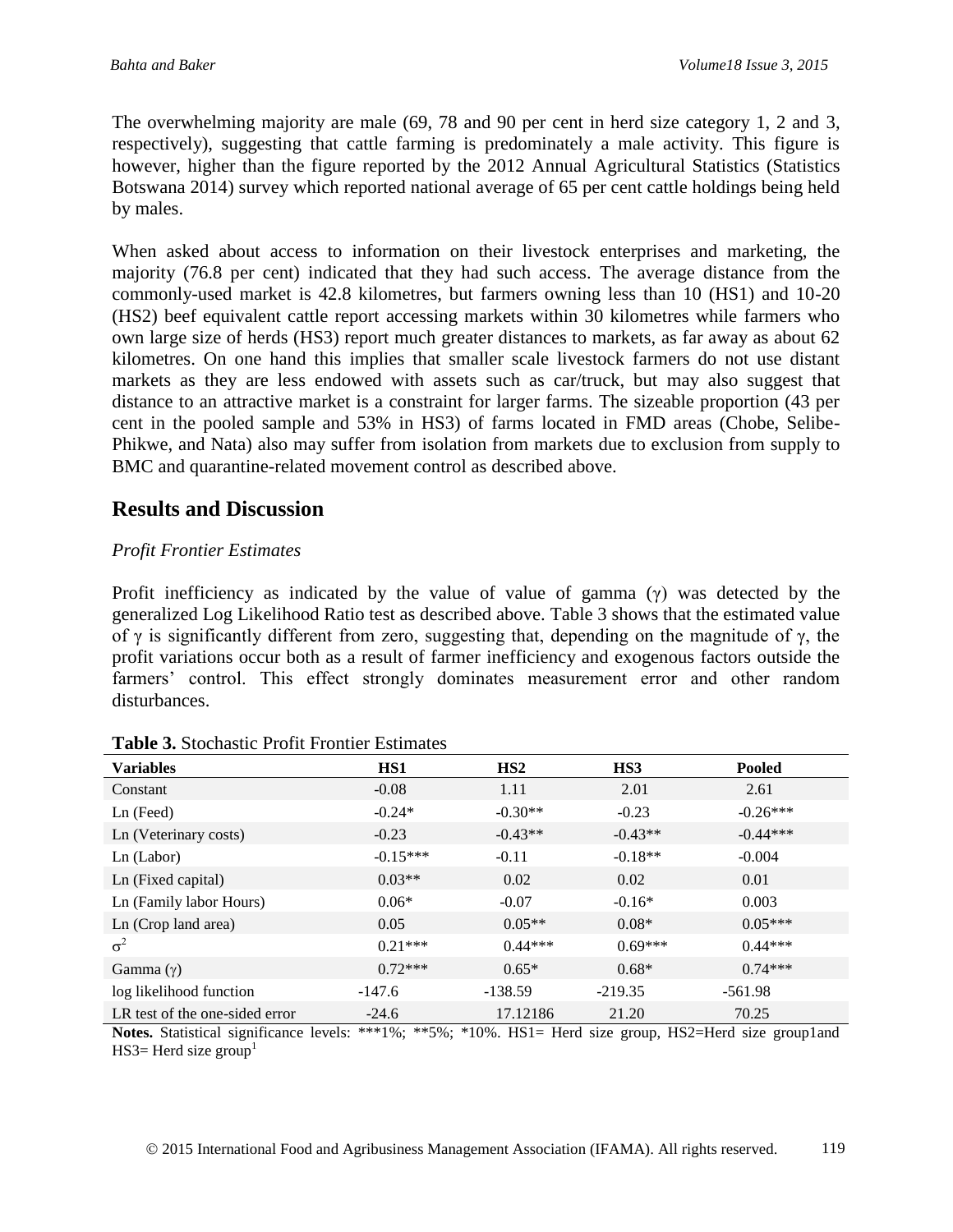The overwhelming majority are male (69, 78 and 90 per cent in herd size category 1, 2 and 3, respectively), suggesting that cattle farming is predominately a male activity. This figure is however, higher than the figure reported by the 2012 Annual Agricultural Statistics (Statistics Botswana 2014) survey which reported national average of 65 per cent cattle holdings being held by males.

When asked about access to information on their livestock enterprises and marketing, the majority (76.8 per cent) indicated that they had such access. The average distance from the commonly-used market is 42.8 kilometres, but farmers owning less than 10 (HS1) and 10-20 (HS2) beef equivalent cattle report accessing markets within 30 kilometres while farmers who own large size of herds (HS3) report much greater distances to markets, as far away as about 62 kilometres. On one hand this implies that smaller scale livestock farmers do not use distant markets as they are less endowed with assets such as car/truck, but may also suggest that distance to an attractive market is a constraint for larger farms. The sizeable proportion (43 per cent in the pooled sample and 53% in HS3) of farms located in FMD areas (Chobe, Selibe-Phikwe, and Nata) also may suffer from isolation from markets due to exclusion from supply to BMC and quarantine-related movement control as described above.

## Results and Discussion

*Profit Frontier Estimates*

Profit inefficiency as indicated by the value of value of gamma ($\gamma$) was detected by the generalized Log Likelihood Ratio test as described above. Table 3 shows that the estimated value of $\gamma$ is significantly different from zero, suggesting that, depending on the magnitude of $\gamma$, the profit variations occur both as a result of farmer inefficiency and exogenous factors outside the farmers' control. This effect strongly dominates measurement error and other random disturbances.

**Table 3.** Stochastic Profit Frontier Estimates

| Variables | HS1 | HS2 | HS3 | Pooled |
|---|---|---|---|---|
| Constant | -0.08 | 1.11 | 2.01 | 2.61 |
| Ln (Feed) | -0.24* | -0.30** | -0.23 | -0.26*** |
| Ln (Veterinary costs) | -0.23 | -0.43** | -0.43** | -0.44*** |
| Ln (Labor) | -0.15*** | -0.11 | -0.18** | -0.004 |
| Ln (Fixed capital) | 0.03** | 0.02 | 0.02 | 0.01 |
| Ln (Family labor Hours) | 0.06* | -0.07 | -0.16* | 0.003 |
| Ln (Crop land area) | 0.05 | 0.05** | 0.08* | 0.05*** |
| $\sigma^2$ | 0.21*** | 0.44*** | 0.69*** | 0.44*** |
| Gamma ($\gamma$) | 0.72*** | 0.65* | 0.68* | 0.74*** |
| log likelihood function | -147.6 | -138.59 | -219.35 | -561.98 |
| LR test of the one-sided error | -24.6 | 17.12186 | 21.20 | 70.25 |

**Notes.** Statistical significance levels: ***1%; **5%; *10%. HS1= Herd size group, HS2=Herd size group1and HS3= Herd size group[1]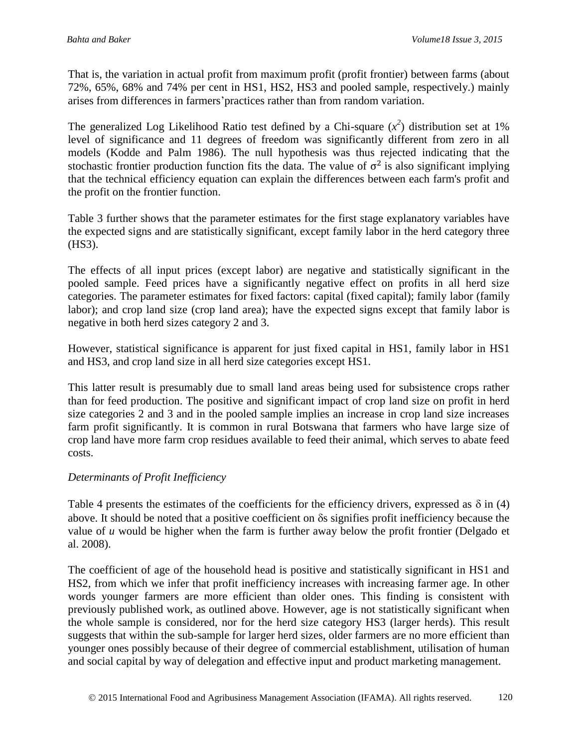That is, the variation in actual profit from maximum profit (profit frontier) between farms (about 72%, 65%, 68% and 74% per cent in HS1, HS2, HS3 and pooled sample, respectively.) mainly arises from differences in farmers'practices rather than from random variation.

The generalized Log Likelihood Ratio test defined by a Chi-square ($x^2$) distribution set at 1% level of significance and 11 degrees of freedom was significantly different from zero in all models (Kodde and Palm 1986). The null hypothesis was thus rejected indicating that the stochastic frontier production function fits the data. The value of $\sigma^2$ is also significant implying that the technical efficiency equation can explain the differences between each farm's profit and the profit on the frontier function.

Table 3 further shows that the parameter estimates for the first stage explanatory variables have the expected signs and are statistically significant, except family labor in the herd category three (HS3).

The effects of all input prices (except labor) are negative and statistically significant in the pooled sample. Feed prices have a significantly negative effect on profits in all herd size categories. The parameter estimates for fixed factors: capital (fixed capital); family labor (family labor); and crop land size (crop land area); have the expected signs except that family labor is negative in both herd sizes category 2 and 3.

However, statistical significance is apparent for just fixed capital in HS1, family labor in HS1 and HS3, and crop land size in all herd size categories except HS1.

This latter result is presumably due to small land areas being used for subsistence crops rather than for feed production. The positive and significant impact of crop land size on profit in herd size categories 2 and 3 and in the pooled sample implies an increase in crop land size increases farm profit significantly. It is common in rural Botswana that farmers who have large size of crop land have more farm crop residues available to feed their animal, which serves to abate feed costs.

*Determinants of Profit Inefficiency*

Table 4 presents the estimates of the coefficients for the efficiency drivers, expressed as $\delta$ in (4) above. It should be noted that a positive coefficient on $\delta$s signifies profit inefficiency because the value of $u$ would be higher when the farm is further away below the profit frontier (Delgado et al. 2008).

The coefficient of age of the household head is positive and statistically significant in HS1 and HS2, from which we infer that profit inefficiency increases with increasing farmer age. In other words younger farmers are more efficient than older ones. This finding is consistent with previously published work, as outlined above. However, age is not statistically significant when the whole sample is considered, nor for the herd size category HS3 (larger herds). This result suggests that within the sub-sample for larger herd sizes, older farmers are no more efficient than younger ones possibly because of their degree of commercial establishment, utilisation of human and social capital by way of delegation and effective input and product marketing management.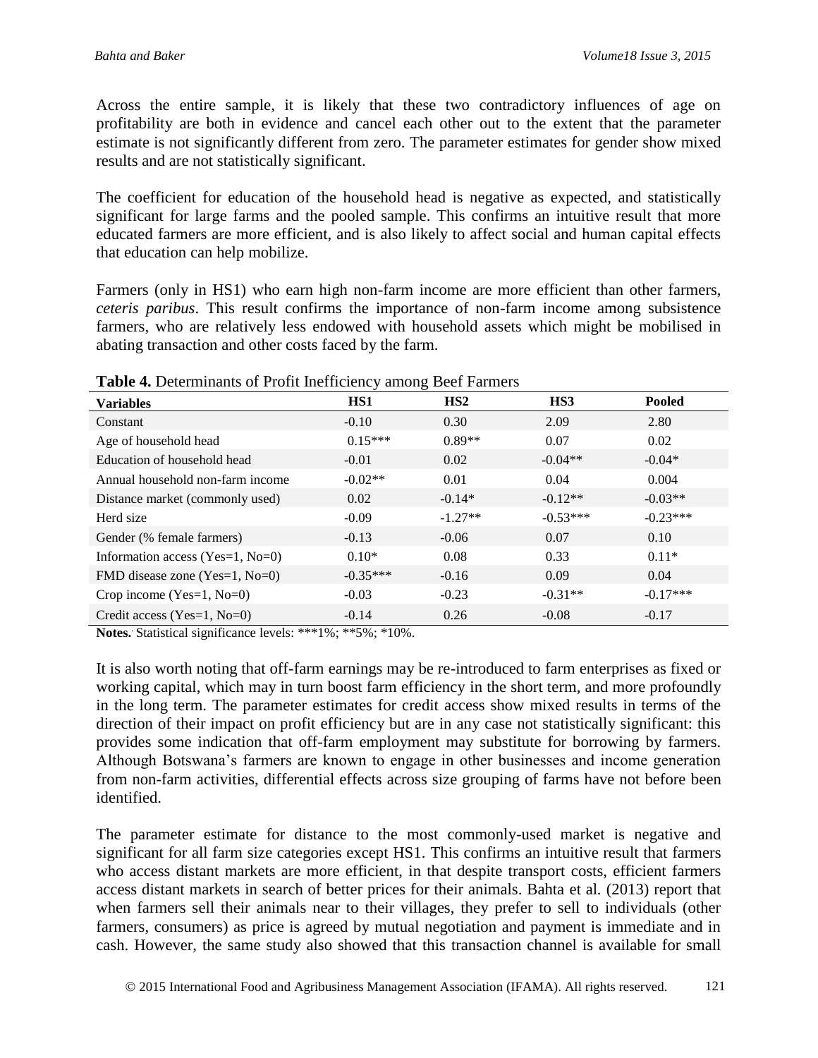Across the entire sample, it is likely that these two contradictory influences of age on profitability are both in evidence and cancel each other out to the extent that the parameter estimate is not significantly different from zero. The parameter estimates for gender show mixed results and are not statistically significant.

The coefficient for education of the household head is negative as expected, and statistically significant for large farms and the pooled sample. This confirms an intuitive result that more educated farmers are more efficient, and is also likely to affect social and human capital effects that education can help mobilize.

Farmers (only in HS1) who earn high non-farm income are more efficient than other farmers, *ceteris paribus*. This result confirms the importance of non-farm income among subsistence farmers, who are relatively less endowed with household assets which might be mobilised in abating transaction and other costs faced by the farm.

**Table 4.** Determinants of Profit Inefficiency among Beef Farmers

| Variables | HS1 | HS2 | HS3 | Pooled |
|---|---|---|---|---|
| Constant | -0.10 | 0.30 | 2.09 | 2.80 |
| Age of household head | 0.15*** | 0.89** | 0.07 | 0.02 |
| Education of household head | -0.01 | 0.02 | -0.04** | -0.04* |
| Annual household non-farm income | -0.02** | 0.01 | 0.04 | 0.004 |
| Distance market (commonly used) | 0.02 | -0.14* | -0.12** | -0.03** |
| Herd size | -0.09 | -1.27** | -0.53*** | -0.23*** |
| Gender (% female farmers) | -0.13 | -0.06 | 0.07 | 0.10 |
| Information access (Yes=1, No=0) | 0.10* | 0.08 | 0.33 | 0.11* |
| FMD disease zone (Yes=1, No=0) | -0.35*** | -0.16 | 0.09 | 0.04 |
| Crop income (Yes=1, No=0) | -0.03 | -0.23 | -0.31** | -0.17*** |
| Credit access (Yes=1, No=0) | -0.14 | 0.26 | -0.08 | -0.17 |

**Notes.** Statistical significance levels: ***1%; **5%; *10%.

It is also worth noting that off-farm earnings may be re-introduced to farm enterprises as fixed or working capital, which may in turn boost farm efficiency in the short term, and more profoundly in the long term. The parameter estimates for credit access show mixed results in terms of the direction of their impact on profit efficiency but are in any case not statistically significant: this provides some indication that off-farm employment may substitute for borrowing by farmers. Although Botswana's farmers are known to engage in other businesses and income generation from non-farm activities, differential effects across size grouping of farms have not before been identified.

The parameter estimate for distance to the most commonly-used market is negative and significant for all farm size categories except HS1. This confirms an intuitive result that farmers who access distant markets are more efficient, in that despite transport costs, efficient farmers access distant markets in search of better prices for their animals. Bahta et al. (2013) report that when farmers sell their animals near to their villages, they prefer to sell to individuals (other farmers, consumers) as price is agreed by mutual negotiation and payment is immediate and in cash. However, the same study also showed that this transaction channel is available for small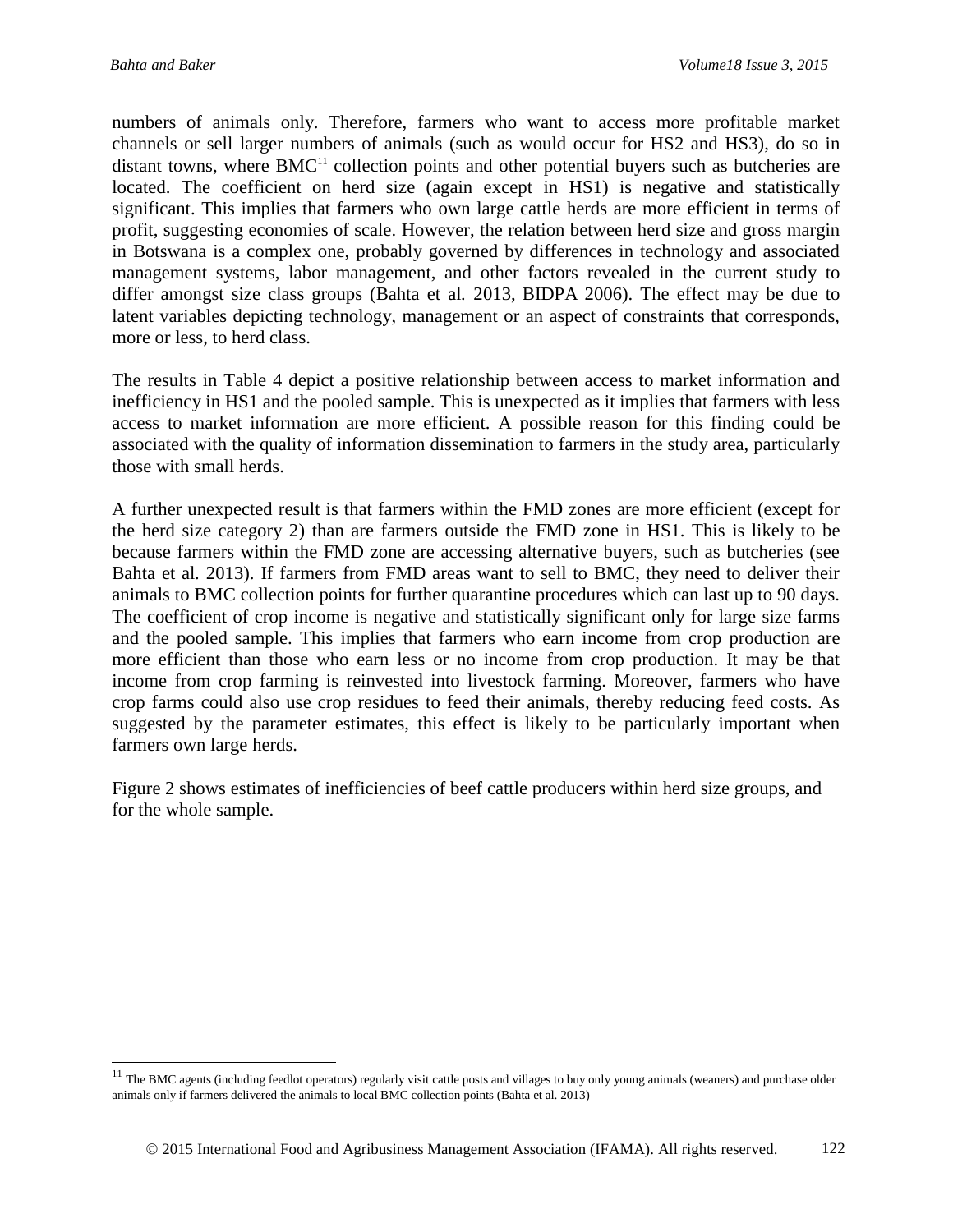numbers of animals only. Therefore, farmers who want to access more profitable market channels or sell larger numbers of animals (such as would occur for HS2 and HS3), do so in distant towns, where BMC[11] collection points and other potential buyers such as butcheries are located. The coefficient on herd size (again except in HS1) is negative and statistically significant. This implies that farmers who own large cattle herds are more efficient in terms of profit, suggesting economies of scale. However, the relation between herd size and gross margin in Botswana is a complex one, probably governed by differences in technology and associated management systems, labor management, and other factors revealed in the current study to differ amongst size class groups (Bahta et al. 2013, BIDPA 2006). The effect may be due to latent variables depicting technology, management or an aspect of constraints that corresponds, more or less, to herd class.

The results in Table 4 depict a positive relationship between access to market information and inefficiency in HS1 and the pooled sample. This is unexpected as it implies that farmers with less access to market information are more efficient. A possible reason for this finding could be associated with the quality of information dissemination to farmers in the study area, particularly those with small herds.

A further unexpected result is that farmers within the FMD zones are more efficient (except for the herd size category 2) than are farmers outside the FMD zone in HS1. This is likely to be because farmers within the FMD zone are accessing alternative buyers, such as butcheries (see Bahta et al. 2013). If farmers from FMD areas want to sell to BMC, they need to deliver their animals to BMC collection points for further quarantine procedures which can last up to 90 days. The coefficient of crop income is negative and statistically significant only for large size farms and the pooled sample. This implies that farmers who earn income from crop production are more efficient than those who earn less or no income from crop production. It may be that income from crop farming is reinvested into livestock farming. Moreover, farmers who have crop farms could also use crop residues to feed their animals, thereby reducing feed costs. As suggested by the parameter estimates, this effect is likely to be particularly important when farmers own large herds.

Figure 2 shows estimates of inefficiencies of beef cattle producers within herd size groups, and for the whole sample.

[11] The BMC agents (including feedlot operators) regularly visit cattle posts and villages to buy only young animals (weaners) and purchase older animals only if farmers delivered the animals to local BMC collection points (Bahta et al. 2013)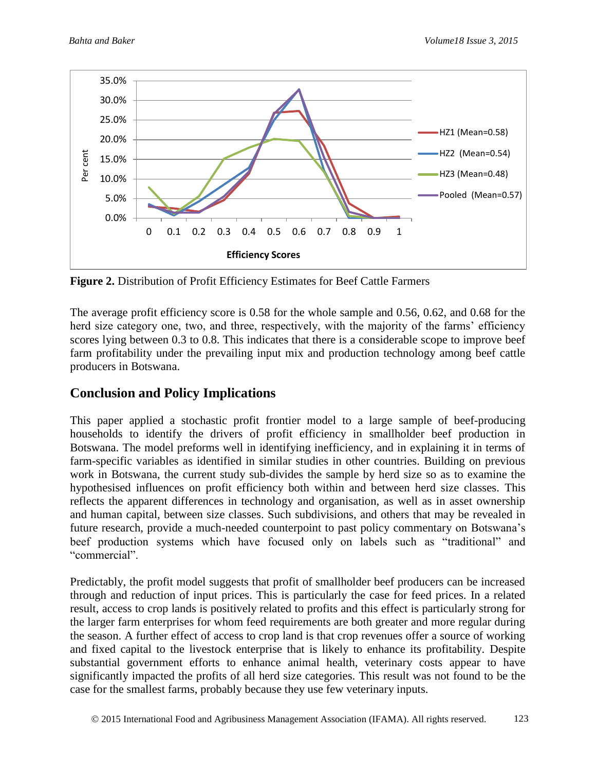**Figure 2.** Distribution of Profit Efficiency Estimates for Beef Cattle Farmers

The average profit efficiency score is 0.58 for the whole sample and 0.56, 0.62, and 0.68 for the herd size category one, two, and three, respectively, with the majority of the farms' efficiency scores lying between 0.3 to 0.8. This indicates that there is a considerable scope to improve beef farm profitability under the prevailing input mix and production technology among beef cattle producers in Botswana.

## Conclusion and Policy Implications

This paper applied a stochastic profit frontier model to a large sample of beef-producing households to identify the drivers of profit efficiency in smallholder beef production in Botswana. The model preforms well in identifying inefficiency, and in explaining it in terms of farm-specific variables as identified in similar studies in other countries. Building on previous work in Botswana, the current study sub-divides the sample by herd size so as to examine the hypothesised influences on profit efficiency both within and between herd size classes. This reflects the apparent differences in technology and organisation, as well as in asset ownership and human capital, between size classes. Such subdivisions, and others that may be revealed in future research, provide a much-needed counterpoint to past policy commentary on Botswana's beef production systems which have focused only on labels such as "traditional" and "commercial".

Predictably, the profit model suggests that profit of smallholder beef producers can be increased through and reduction of input prices. This is particularly the case for feed prices. In a related result, access to crop lands is positively related to profits and this effect is particularly strong for the larger farm enterprises for whom feed requirements are both greater and more regular during the season. A further effect of access to crop land is that crop revenues offer a source of working and fixed capital to the livestock enterprise that is likely to enhance its profitability. Despite substantial government efforts to enhance animal health, veterinary costs appear to have significantly impacted the profits of all herd size categories. This result was not found to be the case for the smallest farms, probably because they use few veterinary inputs.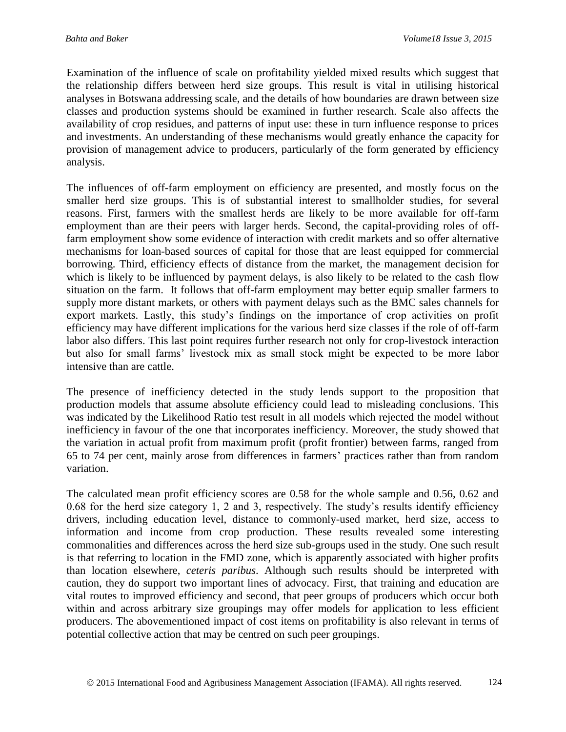Examination of the influence of scale on profitability yielded mixed results which suggest that the relationship differs between herd size groups. This result is vital in utilising historical analyses in Botswana addressing scale, and the details of how boundaries are drawn between size classes and production systems should be examined in further research. Scale also affects the availability of crop residues, and patterns of input use: these in turn influence response to prices and investments. An understanding of these mechanisms would greatly enhance the capacity for provision of management advice to producers, particularly of the form generated by efficiency analysis.

The influences of off-farm employment on efficiency are presented, and mostly focus on the smaller herd size groups. This is of substantial interest to smallholder studies, for several reasons. First, farmers with the smallest herds are likely to be more available for off-farm employment than are their peers with larger herds. Second, the capital-providing roles of off-farm employment show some evidence of interaction with credit markets and so offer alternative mechanisms for loan-based sources of capital for those that are least equipped for commercial borrowing. Third, efficiency effects of distance from the market, the management decision for which is likely to be influenced by payment delays, is also likely to be related to the cash flow situation on the farm. It follows that off-farm employment may better equip smaller farmers to supply more distant markets, or others with payment delays such as the BMC sales channels for export markets. Lastly, this study's findings on the importance of crop activities on profit efficiency may have different implications for the various herd size classes if the role of off-farm labor also differs. This last point requires further research not only for crop-livestock interaction but also for small farms' livestock mix as small stock might be expected to be more labor intensive than are cattle.

The presence of inefficiency detected in the study lends support to the proposition that production models that assume absolute efficiency could lead to misleading conclusions. This was indicated by the Likelihood Ratio test result in all models which rejected the model without inefficiency in favour of the one that incorporates inefficiency. Moreover, the study showed that the variation in actual profit from maximum profit (profit frontier) between farms, ranged from 65 to 74 per cent, mainly arose from differences in farmers' practices rather than from random variation.

The calculated mean profit efficiency scores are 0.58 for the whole sample and 0.56, 0.62 and 0.68 for the herd size category 1, 2 and 3, respectively. The study's results identify efficiency drivers, including education level, distance to commonly-used market, herd size, access to information and income from crop production. These results revealed some interesting commonalities and differences across the herd size sub-groups used in the study. One such result is that referring to location in the FMD zone, which is apparently associated with higher profits than location elsewhere, *ceteris paribus*. Although such results should be interpreted with caution, they do support two important lines of advocacy. First, that training and education are vital routes to improved efficiency and second, that peer groups of producers which occur both within and across arbitrary size groupings may offer models for application to less efficient producers. The abovementioned impact of cost items on profitability is also relevant in terms of potential collective action that may be centred on such peer groupings.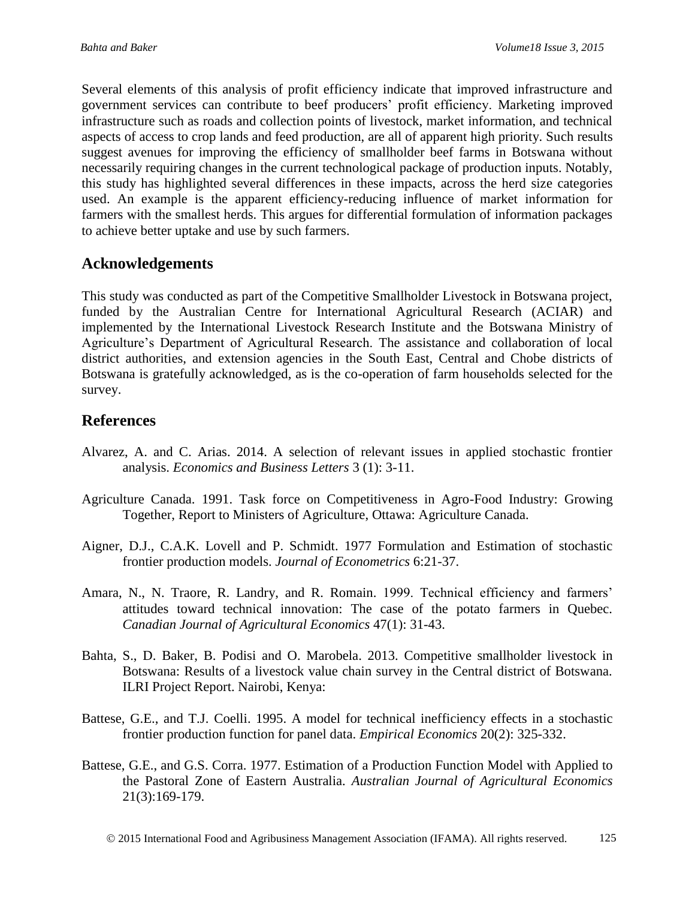Several elements of this analysis of profit efficiency indicate that improved infrastructure and government services can contribute to beef producers' profit efficiency. Marketing improved infrastructure such as roads and collection points of livestock, market information, and technical aspects of access to crop lands and feed production, are all of apparent high priority. Such results suggest avenues for improving the efficiency of smallholder beef farms in Botswana without necessarily requiring changes in the current technological package of production inputs. Notably, this study has highlighted several differences in these impacts, across the herd size categories used. An example is the apparent efficiency-reducing influence of market information for farmers with the smallest herds. This argues for differential formulation of information packages to achieve better uptake and use by such farmers.

## Acknowledgements

This study was conducted as part of the Competitive Smallholder Livestock in Botswana project, funded by the Australian Centre for International Agricultural Research (ACIAR) and implemented by the International Livestock Research Institute and the Botswana Ministry of Agriculture's Department of Agricultural Research. The assistance and collaboration of local district authorities, and extension agencies in the South East, Central and Chobe districts of Botswana is gratefully acknowledged, as is the co-operation of farm households selected for the survey.

## References

Alvarez, A. and C. Arias. 2014. A selection of relevant issues in applied stochastic frontier analysis. *Economics and Business Letters* 3 (1): 3-11.

Agriculture Canada. 1991. Task force on Competitiveness in Agro-Food Industry: Growing Together, Report to Ministers of Agriculture, Ottawa: Agriculture Canada.

Aigner, D.J., C.A.K. Lovell and P. Schmidt. 1977 Formulation and Estimation of stochastic frontier production models. *Journal of Econometrics* 6:21-37.

Amara, N., N. Traore, R. Landry, and R. Romain. 1999. Technical efficiency and farmers' attitudes toward technical innovation: The case of the potato farmers in Quebec. *Canadian Journal of Agricultural Economics* 47(1): 31-43.

Bahta, S., D. Baker, B. Podisi and O. Marobela. 2013. Competitive smallholder livestock in Botswana: Results of a livestock value chain survey in the Central district of Botswana. ILRI Project Report. Nairobi, Kenya:

Battese, G.E., and T.J. Coelli. 1995. A model for technical inefficiency effects in a stochastic frontier production function for panel data. *Empirical Economics* 20(2): 325-332.

Battese, G.E., and G.S. Corra. 1977. Estimation of a Production Function Model with Applied to the Pastoral Zone of Eastern Australia. *Australian Journal of Agricultural Economics* 21(3):169-179.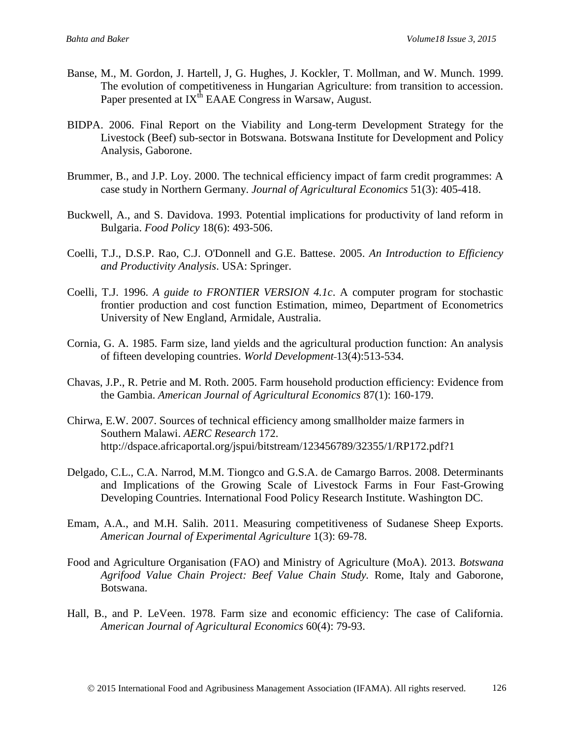Banse, M., M. Gordon, J. Hartell, J, G. Hughes, J. Kockler, T. Mollman, and W. Munch. 1999. The evolution of competitiveness in Hungarian Agriculture: from transition to accession. Paper presented at IX$^{th}$ EAAE Congress in Warsaw, August.

BIDPA. 2006. Final Report on the Viability and Long-term Development Strategy for the Livestock (Beef) sub-sector in Botswana. Botswana Institute for Development and Policy Analysis, Gaborone.

Brummer, B., and J.P. Loy. 2000. The technical efficiency impact of farm credit programmes: A case study in Northern Germany. *Journal of Agricultural Economics* 51(3): 405-418.

Buckwell, A., and S. Davidova. 1993. Potential implications for productivity of land reform in Bulgaria. *Food Policy* 18(6): 493-506.

Coelli, T.J., D.S.P. Rao, C.J. O'Donnell and G.E. Battese. 2005. *An Introduction to Efficiency and Productivity Analysis*. USA: Springer.

Coelli, T.J. 1996. *A guide to FRONTIER VERSION 4.1c*. A computer program for stochastic frontier production and cost function Estimation, mimeo, Department of Econometrics University of New England, Armidale, Australia.

Cornia, G. A. 1985. Farm size, land yields and the agricultural production function: An analysis of fifteen developing countries. *World Development* 13(4):513-534.

Chavas, J.P., R. Petrie and M. Roth. 2005. Farm household production efficiency: Evidence from the Gambia. *American Journal of Agricultural Economics* 87(1): 160-179.

Chirwa, E.W. 2007. Sources of technical efficiency among smallholder maize farmers in Southern Malawi. *AERC Research* 172. http://dspace.africaportal.org/jspui/bitstream/123456789/32355/1/RP172.pdf?1

Delgado, C.L., C.A. Narrod, M.M. Tiongco and G.S.A. de Camargo Barros. 2008. Determinants and Implications of the Growing Scale of Livestock Farms in Four Fast-Growing Developing Countries. International Food Policy Research Institute. Washington DC.

Emam, A.A., and M.H. Salih. 2011. Measuring competitiveness of Sudanese Sheep Exports. *American Journal of Experimental Agriculture* 1(3): 69-78.

Food and Agriculture Organisation (FAO) and Ministry of Agriculture (MoA). 2013. *Botswana Agrifood Value Chain Project: Beef Value Chain Study*. Rome, Italy and Gaborone, Botswana.

Hall, B., and P. LeVeen. 1978. Farm size and economic efficiency: The case of California. *American Journal of Agricultural Economics* 60(4): 79-93.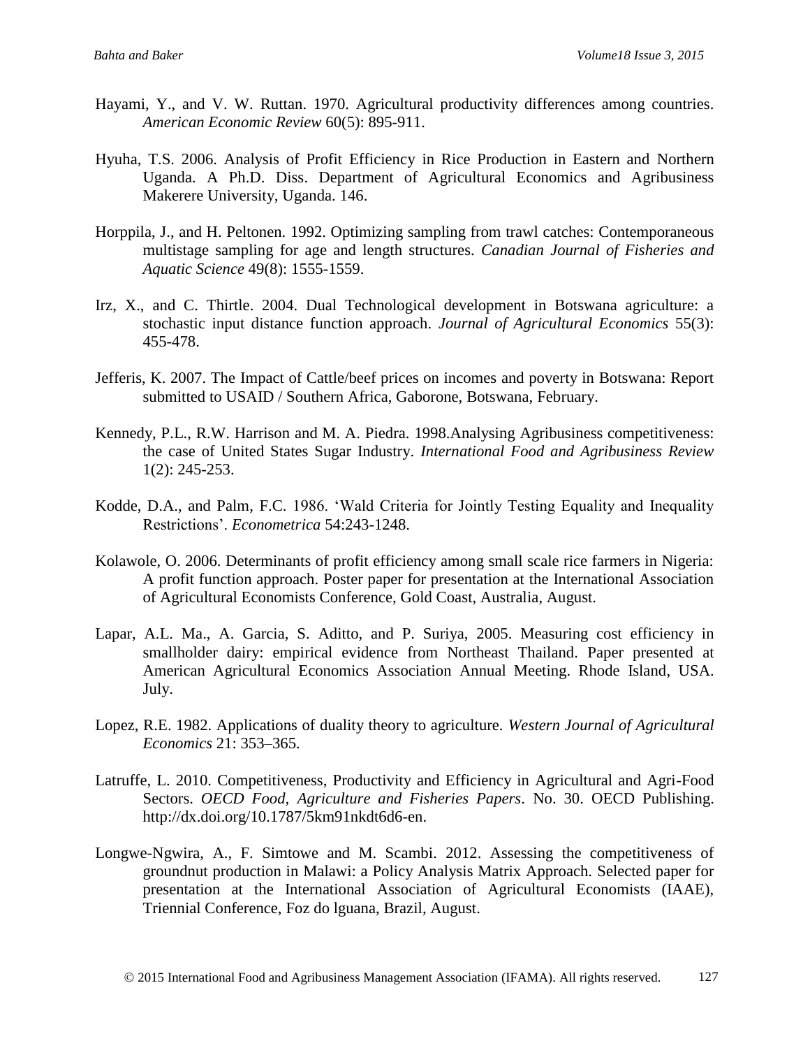Hayami, Y., and V. W. Ruttan. 1970. Agricultural productivity differences among countries. *American Economic Review* 60(5): 895-911.

Hyuha, T.S. 2006. Analysis of Profit Efficiency in Rice Production in Eastern and Northern Uganda. A Ph.D. Diss. Department of Agricultural Economics and Agribusiness Makerere University, Uganda. 146.

Horppila, J., and H. Peltonen. 1992. Optimizing sampling from trawl catches: Contemporaneous multistage sampling for age and length structures. *Canadian Journal of Fisheries and Aquatic Science* 49(8): 1555-1559.

Irz, X., and C. Thirtle. 2004. Dual Technological development in Botswana agriculture: a stochastic input distance function approach. *Journal of Agricultural Economics* 55(3): 455-478.

Jefferis, K. 2007. The Impact of Cattle/beef prices on incomes and poverty in Botswana: Report submitted to USAID / Southern Africa, Gaborone, Botswana, February.

Kennedy, P.L., R.W. Harrison and M. A. Piedra. 1998.Analysing Agribusiness competitiveness: the case of United States Sugar Industry. *International Food and Agribusiness Review* 1(2): 245-253.

Kodde, D.A., and Palm, F.C. 1986. 'Wald Criteria for Jointly Testing Equality and Inequality Restrictions'. *Econometrica* 54:243-1248.

Kolawole, O. 2006. Determinants of profit efficiency among small scale rice farmers in Nigeria: A profit function approach. Poster paper for presentation at the International Association of Agricultural Economists Conference, Gold Coast, Australia, August.

Lapar, A.L. Ma., A. Garcia, S. Aditto, and P. Suriya, 2005. Measuring cost efficiency in smallholder dairy: empirical evidence from Northeast Thailand. Paper presented at American Agricultural Economics Association Annual Meeting. Rhode Island, USA. July.

Lopez, R.E. 1982. Applications of duality theory to agriculture. *Western Journal of Agricultural Economics* 21: 353–365.

Latruffe, L. 2010. Competitiveness, Productivity and Efficiency in Agricultural and Agri-Food Sectors. *OECD Food, Agriculture and Fisheries Papers*. No. 30. OECD Publishing. http://dx.doi.org/10.1787/5km91nkdt6d6-en.

Longwe-Ngwira, A., F. Simtowe and M. Scambi. 2012. Assessing the competitiveness of groundnut production in Malawi: a Policy Analysis Matrix Approach. Selected paper for presentation at the International Association of Agricultural Economists (IAAE), Triennial Conference, Foz do lguana, Brazil, August.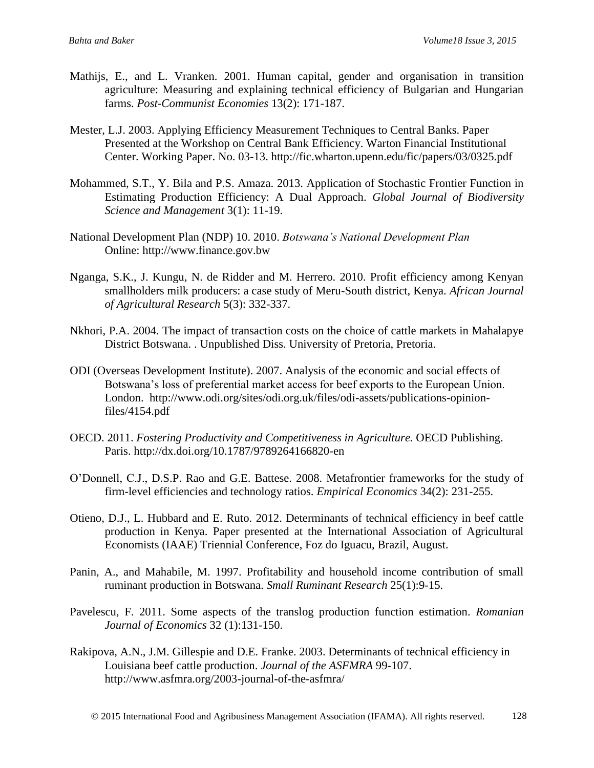Mathijs, E., and L. Vranken. 2001. Human capital, gender and organisation in transition agriculture: Measuring and explaining technical efficiency of Bulgarian and Hungarian farms. *Post-Communist Economies* 13(2): 171-187.

Mester, L.J. 2003. Applying Efficiency Measurement Techniques to Central Banks. Paper Presented at the Workshop on Central Bank Efficiency. Warton Financial Institutional Center. Working Paper. No. 03-13. http://fic.wharton.upenn.edu/fic/papers/03/0325.pdf

Mohammed, S.T., Y. Bila and P.S. Amaza. 2013. Application of Stochastic Frontier Function in Estimating Production Efficiency: A Dual Approach. *Global Journal of Biodiversity Science and Management* 3(1): 11-19.

National Development Plan (NDP) 10. 2010. *Botswana's National Development Plan* Online: http://www.finance.gov.bw

Nganga, S.K., J. Kungu, N. de Ridder and M. Herrero. 2010. Profit efficiency among Kenyan smallholders milk producers: a case study of Meru-South district, Kenya. *African Journal of Agricultural Research* 5(3): 332-337.

Nkhori, P.A. 2004. The impact of transaction costs on the choice of cattle markets in Mahalapye District Botswana. . Unpublished Diss. University of Pretoria, Pretoria.

ODI (Overseas Development Institute). 2007. Analysis of the economic and social effects of Botswana's loss of preferential market access for beef exports to the European Union. London. http://www.odi.org/sites/odi.org.uk/files/odi-assets/publications-opinion-files/4154.pdf

OECD. 2011. *Fostering Productivity and Competitiveness in Agriculture.* OECD Publishing. Paris. http://dx.doi.org/10.1787/9789264166820-en

O'Donnell, C.J., D.S.P. Rao and G.E. Battese. 2008. Metafrontier frameworks for the study of firm-level efficiencies and technology ratios. *Empirical Economics* 34(2): 231-255.

Otieno, D.J., L. Hubbard and E. Ruto. 2012. Determinants of technical efficiency in beef cattle production in Kenya. Paper presented at the International Association of Agricultural Economists (IAAE) Triennial Conference, Foz do Iguacu, Brazil, August.

Panin, A., and Mahabile, M. 1997. Profitability and household income contribution of small ruminant production in Botswana. *Small Ruminant Research* 25(1):9-15.

Pavelescu, F. 2011. Some aspects of the translog production function estimation. *Romanian Journal of Economics* 32 (1):131-150.

Rakipova, A.N., J.M. Gillespie and D.E. Franke. 2003. Determinants of technical efficiency in Louisiana beef cattle production. *Journal of the ASFMRA* 99-107. http://www.asfmra.org/2003-journal-of-the-asfmra/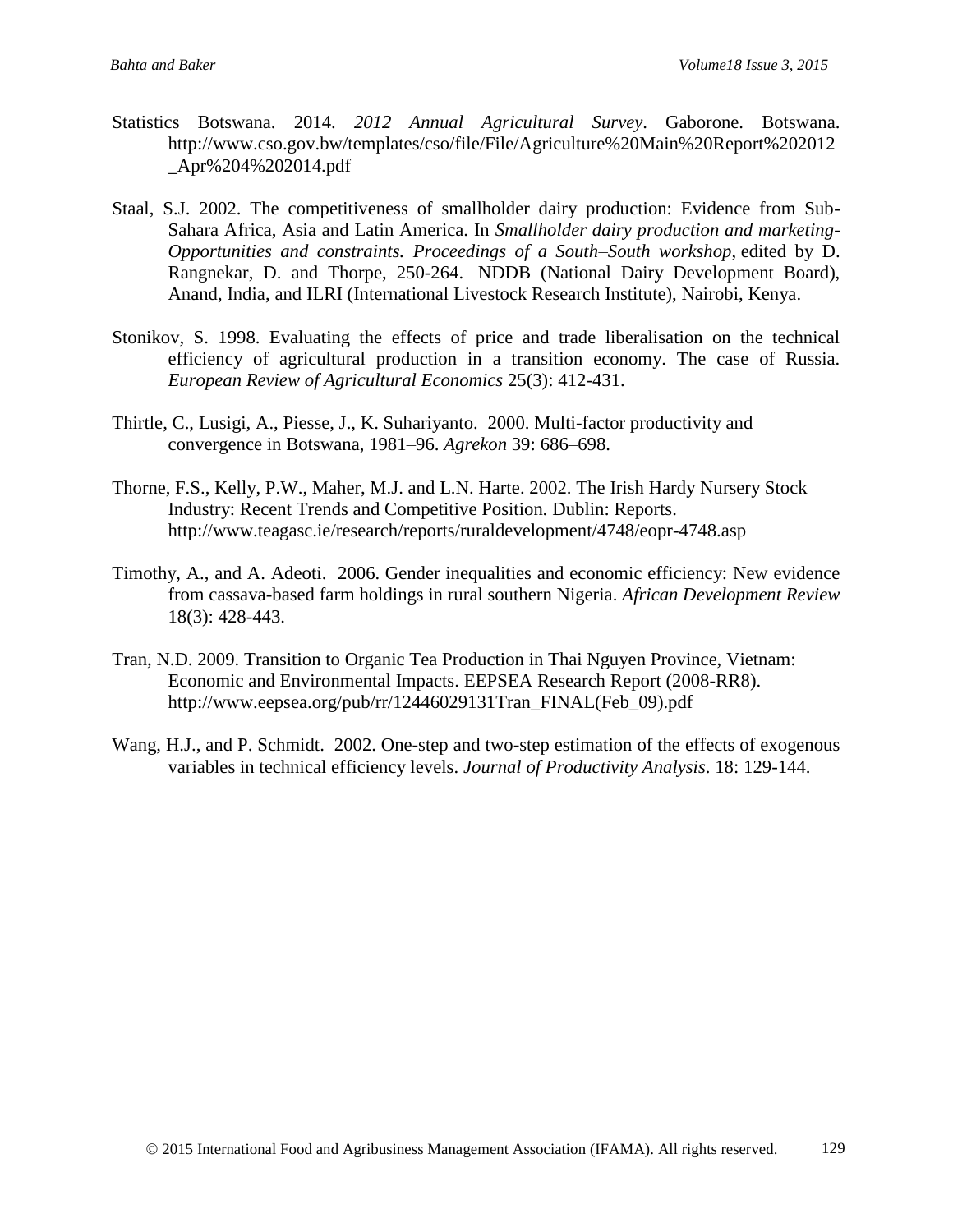Statistics Botswana. 2014. *2012 Annual Agricultural Survey*. Gaborone. Botswana. http://www.cso.gov.bw/templates/cso/file/File/Agriculture%20Main%20Report%202012_Apr%204%202014.pdf

Staal, S.J. 2002. The competitiveness of smallholder dairy production: Evidence from Sub-Sahara Africa, Asia and Latin America. In *Smallholder dairy production and marketing-Opportunities and constraints. Proceedings of a South–South workshop*, edited by D. Rangnekar, D. and Thorpe, 250-264. NDDB (National Dairy Development Board), Anand, India, and ILRI (International Livestock Research Institute), Nairobi, Kenya.

Stonikov, S. 1998. Evaluating the effects of price and trade liberalisation on the technical efficiency of agricultural production in a transition economy. The case of Russia. *European Review of Agricultural Economics* 25(3): 412-431.

Thirtle, C., Lusigi, A., Piesse, J., K. Suhariyanto. 2000. Multi-factor productivity and convergence in Botswana, 1981–96. *Agrekon* 39: 686–698.

Thorne, F.S., Kelly, P.W., Maher, M.J. and L.N. Harte. 2002. The Irish Hardy Nursery Stock Industry: Recent Trends and Competitive Position. Dublin: Reports. http://www.teagasc.ie/research/reports/ruraldevelopment/4748/eopr-4748.asp

Timothy, A., and A. Adeoti. 2006. Gender inequalities and economic efficiency: New evidence from cassava-based farm holdings in rural southern Nigeria. *African Development Review* 18(3): 428-443.

Tran, N.D. 2009. Transition to Organic Tea Production in Thai Nguyen Province, Vietnam: Economic and Environmental Impacts. EEPSEA Research Report (2008-RR8). http://www.eepsea.org/pub/rr/12446029131Tran_FINAL(Feb_09).pdf

Wang, H.J., and P. Schmidt. 2002. One-step and two-step estimation of the effects of exogenous variables in technical efficiency levels. *Journal of Productivity Analysis*. 18: 129-144.